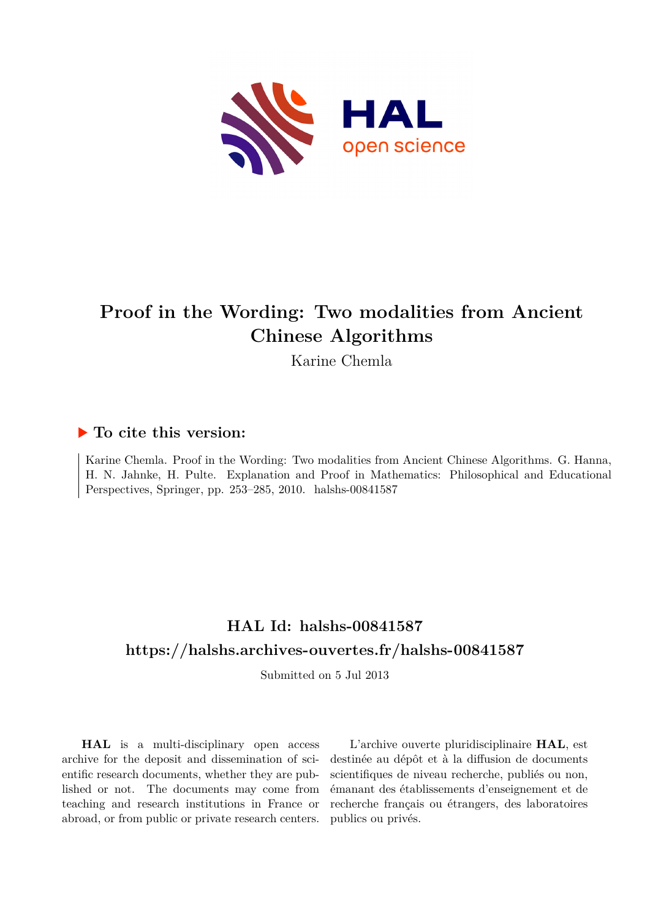# Proof in the Wording: Two modalities from Ancient Chinese Algorithms

Karine Chemla

## ▶ To cite this version:

Karine Chemla. Proof in the Wording: Two modalities from Ancient Chinese Algorithms. G. Hanna, H. N. Jahnke, H. Pulte. Explanation and Proof in Mathematics: Philosophical and Educational Perspectives, Springer, pp. 253–285, 2010. halshs-00841587

## HAL Id: halshs-00841587

## https://halshs.archives-ouvertes.fr/halshs-00841587

Submitted on 5 Jul 2013

**HAL** is a multi-disciplinary open access archive for the deposit and dissemination of scientific research documents, whether they are published or not. The documents may come from teaching and research institutions in France or abroad, or from public or private research centers.

L'archive ouverte pluridisciplinaire **HAL**, est destinée au dépôt et à la diffusion de documents scientifiques de niveau recherche, publiés ou non, émanant des établissements d'enseignement et de recherche français ou étrangers, des laboratoires publics ou privés.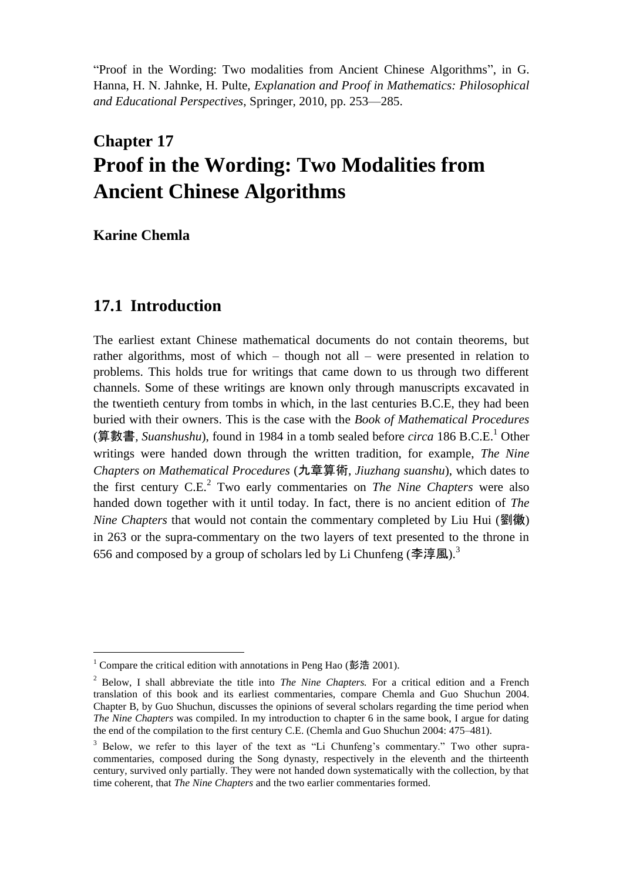"Proof in the Wording: Two modalities from Ancient Chinese Algorithms", in G. Hanna, H. N. Jahnke, H. Pulte, *Explanation and Proof in Mathematics: Philosophical and Educational Perspectives*, Springer, 2010, pp. 253—285.

# Chapter 17
# Proof in the Wording: Two Modalities from Ancient Chinese Algorithms

**Karine Chemla**

## 17.1 Introduction

The earliest extant Chinese mathematical documents do not contain theorems, but rather algorithms, most of which – though not all – were presented in relation to problems. This holds true for writings that came down to us through two different channels. Some of these writings are known only through manuscripts excavated in the twentieth century from tombs in which, in the last centuries B.C.E, they had been buried with their owners. This is the case with the *Book of Mathematical Procedures* (算數書, *Suanshushu*), found in 1984 in a tomb sealed before *circa* 186 B.C.E.[1] Other writings were handed down through the written tradition, for example, *The Nine Chapters on Mathematical Procedures* (九章算術, *Jiuzhang suanshu*), which dates to the first century C.E.[2] Two early commentaries on *The Nine Chapters* were also handed down together with it until today. In fact, there is no ancient edition of *The Nine Chapters* that would not contain the commentary completed by Liu Hui (劉徽) in 263 or the supra-commentary on the two layers of text presented to the throne in 656 and composed by a group of scholars led by Li Chunfeng (李淳風).[3]

[1] Compare the critical edition with annotations in Peng Hao (彭浩 2001).

[2] Below, I shall abbreviate the title into *The Nine Chapters.* For a critical edition and a French translation of this book and its earliest commentaries, compare Chemla and Guo Shuchun 2004. Chapter B, by Guo Shuchun, discusses the opinions of several scholars regarding the time period when *The Nine Chapters* was compiled. In my introduction to chapter 6 in the same book, I argue for dating the end of the compilation to the first century C.E. (Chemla and Guo Shuchun 2004: 475–481).

[3] Below, we refer to this layer of the text as "Li Chunfeng's commentary." Two other supra-commentaries, composed during the Song dynasty, respectively in the eleventh and the thirteenth century, survived only partially. They were not handed down systematically with the collection, by that time coherent, that *The Nine Chapters* and the two earlier commentaries formed.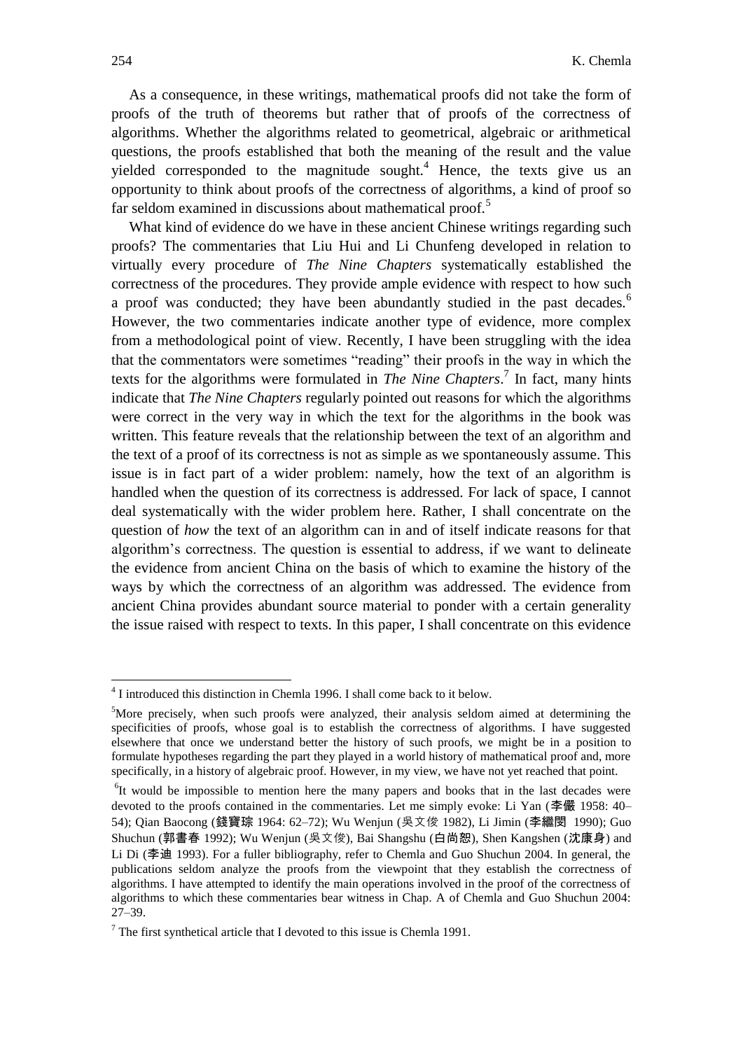As a consequence, in these writings, mathematical proofs did not take the form of proofs of the truth of theorems but rather that of proofs of the correctness of algorithms. Whether the algorithms related to geometrical, algebraic or arithmetical questions, the proofs established that both the meaning of the result and the value yielded corresponded to the magnitude sought.[4] Hence, the texts give us an opportunity to think about proofs of the correctness of algorithms, a kind of proof so far seldom examined in discussions about mathematical proof.[5]

What kind of evidence do we have in these ancient Chinese writings regarding such proofs? The commentaries that Liu Hui and Li Chunfeng developed in relation to virtually every procedure of *The Nine Chapters* systematically established the correctness of the procedures. They provide ample evidence with respect to how such a proof was conducted; they have been abundantly studied in the past decades.[6] However, the two commentaries indicate another type of evidence, more complex from a methodological point of view. Recently, I have been struggling with the idea that the commentators were sometimes "reading" their proofs in the way in which the texts for the algorithms were formulated in *The Nine Chapters*.[7] In fact, many hints indicate that *The Nine Chapters* regularly pointed out reasons for which the algorithms were correct in the very way in which the text for the algorithms in the book was written. This feature reveals that the relationship between the text of an algorithm and the text of a proof of its correctness is not as simple as we spontaneously assume. This issue is in fact part of a wider problem: namely, how the text of an algorithm is handled when the question of its correctness is addressed. For lack of space, I cannot deal systematically with the wider problem here. Rather, I shall concentrate on the question of *how* the text of an algorithm can in and of itself indicate reasons for that algorithm's correctness. The question is essential to address, if we want to delineate the evidence from ancient China on the basis of which to examine the history of the ways by which the correctness of an algorithm was addressed. The evidence from ancient China provides abundant source material to ponder with a certain generality the issue raised with respect to texts. In this paper, I shall concentrate on this evidence

[4] I introduced this distinction in Chemla 1996. I shall come back to it below.

[5] More precisely, when such proofs were analyzed, their analysis seldom aimed at determining the specificities of proofs, whose goal is to establish the correctness of algorithms. I have suggested elsewhere that once we understand better the history of such proofs, we might be in a position to formulate hypotheses regarding the part they played in a world history of mathematical proof and, more specifically, in a history of algebraic proof. However, in my view, we have not yet reached that point.

[6] It would be impossible to mention here the many papers and books that in the last decades were devoted to the proofs contained in the commentaries. Let me simply evoke: Li Yan (李儼 1958: 40–54); Qian Baocong (錢寶琮 1964: 62–72); Wu Wenjun (吳文俊 1982), Li Jimin (李繼閔 1990); Guo Shuchun (郭書春 1992); Wu Wenjun (吳文俊), Bai Shangshu (白尚恕), Shen Kangshen (沈康身) and Li Di (李迪 1993). For a fuller bibliography, refer to Chemla and Guo Shuchun 2004. In general, the publications seldom analyze the proofs from the viewpoint that they establish the correctness of algorithms. I have attempted to identify the main operations involved in the proof of the correctness of algorithms to which these commentaries bear witness in Chap. A of Chemla and Guo Shuchun 2004: 27–39.

[7] The first synthetical article that I devoted to this issue is Chemla 1991.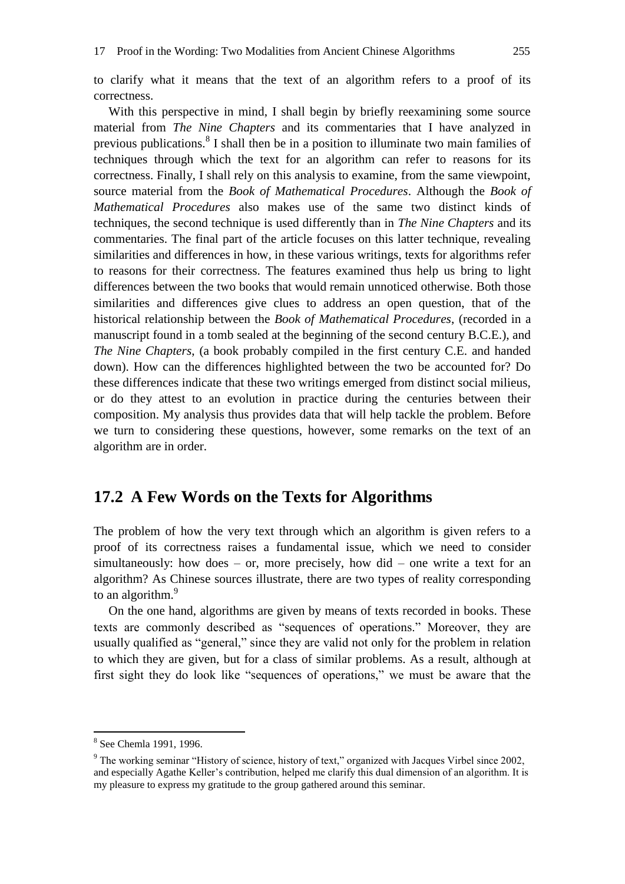to clarify what it means that the text of an algorithm refers to a proof of its correctness.

With this perspective in mind, I shall begin by briefly reexamining some source material from *The Nine Chapters* and its commentaries that I have analyzed in previous publications.[8] I shall then be in a position to illuminate two main families of techniques through which the text for an algorithm can refer to reasons for its correctness. Finally, I shall rely on this analysis to examine, from the same viewpoint, source material from the *Book of Mathematical Procedures*. Although the *Book of Mathematical Procedures* also makes use of the same two distinct kinds of techniques, the second technique is used differently than in *The Nine Chapters* and its commentaries. The final part of the article focuses on this latter technique, revealing similarities and differences in how, in these various writings, texts for algorithms refer to reasons for their correctness. The features examined thus help us bring to light differences between the two books that would remain unnoticed otherwise. Both those similarities and differences give clues to address an open question, that of the historical relationship between the *Book of Mathematical Procedures*, (recorded in a manuscript found in a tomb sealed at the beginning of the second century B.C.E.), and *The Nine Chapters*, (a book probably compiled in the first century C.E. and handed down). How can the differences highlighted between the two be accounted for? Do these differences indicate that these two writings emerged from distinct social milieus, or do they attest to an evolution in practice during the centuries between their composition. My analysis thus provides data that will help tackle the problem. Before we turn to considering these questions, however, some remarks on the text of an algorithm are in order.

## 17.2 A Few Words on the Texts for Algorithms

The problem of how the very text through which an algorithm is given refers to a proof of its correctness raises a fundamental issue, which we need to consider simultaneously: how does – or, more precisely, how did – one write a text for an algorithm? As Chinese sources illustrate, there are two types of reality corresponding to an algorithm.[9]

On the one hand, algorithms are given by means of texts recorded in books. These texts are commonly described as "sequences of operations." Moreover, they are usually qualified as "general," since they are valid not only for the problem in relation to which they are given, but for a class of similar problems. As a result, although at first sight they do look like "sequences of operations," we must be aware that the

---

[8] See Chemla 1991, 1996.

[9] The working seminar "History of science, history of text," organized with Jacques Virbel since 2002, and especially Agathe Keller's contribution, helped me clarify this dual dimension of an algorithm. It is my pleasure to express my gratitude to the group gathered around this seminar.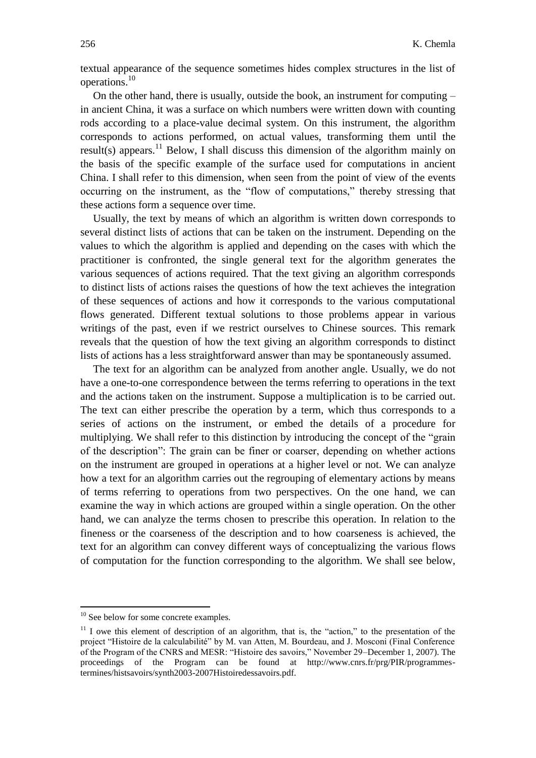textual appearance of the sequence sometimes hides complex structures in the list of operations.[10]

On the other hand, there is usually, outside the book, an instrument for computing – in ancient China, it was a surface on which numbers were written down with counting rods according to a place-value decimal system. On this instrument, the algorithm corresponds to actions performed, on actual values, transforming them until the result(s) appears.[11] Below, I shall discuss this dimension of the algorithm mainly on the basis of the specific example of the surface used for computations in ancient China. I shall refer to this dimension, when seen from the point of view of the events occurring on the instrument, as the "flow of computations," thereby stressing that these actions form a sequence over time.

Usually, the text by means of which an algorithm is written down corresponds to several distinct lists of actions that can be taken on the instrument. Depending on the values to which the algorithm is applied and depending on the cases with which the practitioner is confronted, the single general text for the algorithm generates the various sequences of actions required. That the text giving an algorithm corresponds to distinct lists of actions raises the questions of how the text achieves the integration of these sequences of actions and how it corresponds to the various computational flows generated. Different textual solutions to those problems appear in various writings of the past, even if we restrict ourselves to Chinese sources. This remark reveals that the question of how the text giving an algorithm corresponds to distinct lists of actions has a less straightforward answer than may be spontaneously assumed.

The text for an algorithm can be analyzed from another angle. Usually, we do not have a one-to-one correspondence between the terms referring to operations in the text and the actions taken on the instrument. Suppose a multiplication is to be carried out. The text can either prescribe the operation by a term, which thus corresponds to a series of actions on the instrument, or embed the details of a procedure for multiplying. We shall refer to this distinction by introducing the concept of the "grain of the description": The grain can be finer or coarser, depending on whether actions on the instrument are grouped in operations at a higher level or not. We can analyze how a text for an algorithm carries out the regrouping of elementary actions by means of terms referring to operations from two perspectives. On the one hand, we can examine the way in which actions are grouped within a single operation. On the other hand, we can analyze the terms chosen to prescribe this operation. In relation to the fineness or the coarseness of the description and to how coarseness is achieved, the text for an algorithm can convey different ways of conceptualizing the various flows of computation for the function corresponding to the algorithm. We shall see below,

---

[10] See below for some concrete examples.

[11] I owe this element of description of an algorithm, that is, the "action," to the presentation of the project "Histoire de la calculabilité" by M. van Atten, M. Bourdeau, and J. Mosconi (Final Conference of the Program of the CNRS and MESR: "Histoire des savoirs," November 29–December 1, 2007). The proceedings of the Program can be found at http://www.cnrs.fr/prg/PIR/programmes-termines/histsavoirs/synth2003-2007Histoiredessavoirs.pdf.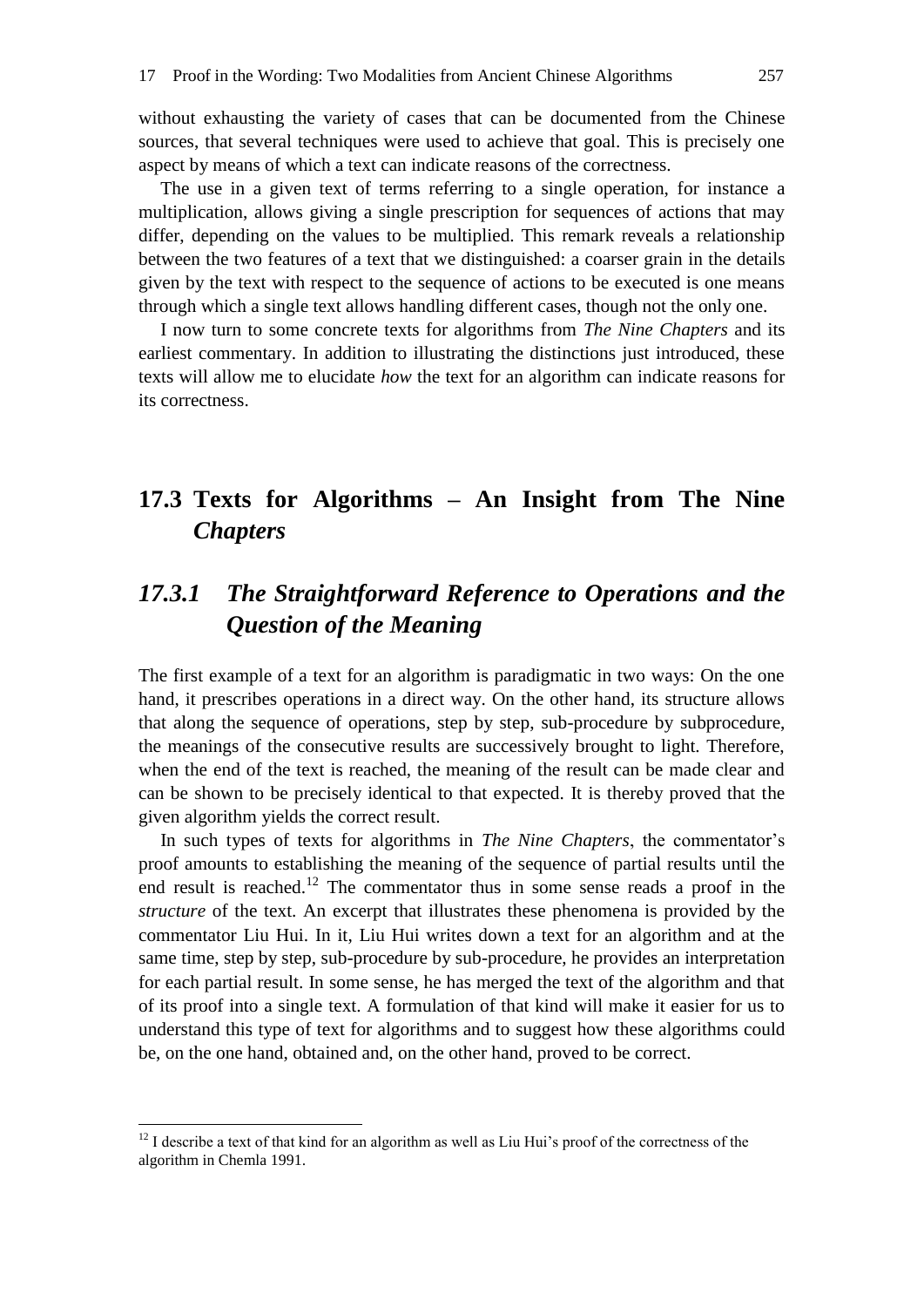without exhausting the variety of cases that can be documented from the Chinese sources, that several techniques were used to achieve that goal. This is precisely one aspect by means of which a text can indicate reasons of the correctness.

The use in a given text of terms referring to a single operation, for instance a multiplication, allows giving a single prescription for sequences of actions that may differ, depending on the values to be multiplied. This remark reveals a relationship between the two features of a text that we distinguished: a coarser grain in the details given by the text with respect to the sequence of actions to be executed is one means through which a single text allows handling different cases, though not the only one.

I now turn to some concrete texts for algorithms from *The Nine Chapters* and its earliest commentary. In addition to illustrating the distinctions just introduced, these texts will allow me to elucidate *how* the text for an algorithm can indicate reasons for its correctness.

## 17.3 Texts for Algorithms – An Insight from The Nine *Chapters*

### *17.3.1 The Straightforward Reference to Operations and the Question of the Meaning*

The first example of a text for an algorithm is paradigmatic in two ways: On the one hand, it prescribes operations in a direct way. On the other hand, its structure allows that along the sequence of operations, step by step, sub-procedure by subprocedure, the meanings of the consecutive results are successively brought to light. Therefore, when the end of the text is reached, the meaning of the result can be made clear and can be shown to be precisely identical to that expected. It is thereby proved that the given algorithm yields the correct result.

In such types of texts for algorithms in *The Nine Chapters*, the commentator's proof amounts to establishing the meaning of the sequence of partial results until the end result is reached.[12] The commentator thus in some sense reads a proof in the *structure* of the text. An excerpt that illustrates these phenomena is provided by the commentator Liu Hui. In it, Liu Hui writes down a text for an algorithm and at the same time, step by step, sub-procedure by sub-procedure, he provides an interpretation for each partial result. In some sense, he has merged the text of the algorithm and that of its proof into a single text. A formulation of that kind will make it easier for us to understand this type of text for algorithms and to suggest how these algorithms could be, on the one hand, obtained and, on the other hand, proved to be correct.

[12] I describe a text of that kind for an algorithm as well as Liu Hui's proof of the correctness of the algorithm in Chemla 1991.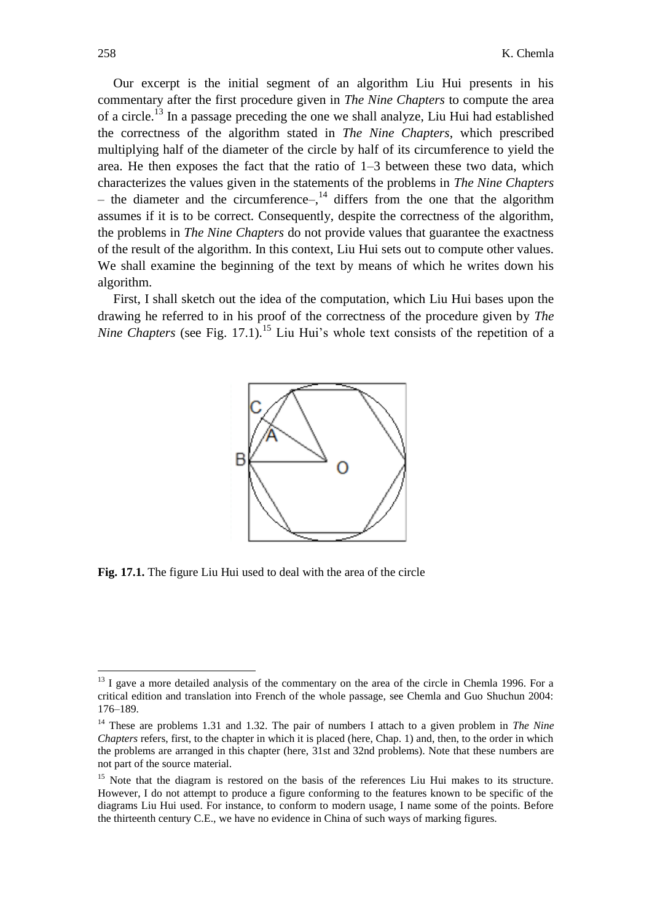Our excerpt is the initial segment of an algorithm Liu Hui presents in his commentary after the first procedure given in *The Nine Chapters* to compute the area of a circle.[13] In a passage preceding the one we shall analyze, Liu Hui had established the correctness of the algorithm stated in *The Nine Chapters*, which prescribed multiplying half of the diameter of the circle by half of its circumference to yield the area. He then exposes the fact that the ratio of 1–3 between these two data, which characterizes the values given in the statements of the problems in *The Nine Chapters* – the diameter and the circumference–,[14] differs from the one that the algorithm assumes if it is to be correct. Consequently, despite the correctness of the algorithm, the problems in *The Nine Chapters* do not provide values that guarantee the exactness of the result of the algorithm. In this context, Liu Hui sets out to compute other values. We shall examine the beginning of the text by means of which he writes down his algorithm.

First, I shall sketch out the idea of the computation, which Liu Hui bases upon the drawing he referred to in his proof of the correctness of the procedure given by *The Nine Chapters* (see Fig. 17.1).[15] Liu Hui's whole text consists of the repetition of a

**Fig. 17.1.** The figure Liu Hui used to deal with the area of the circle

---

[13] I gave a more detailed analysis of the commentary on the area of the circle in Chemla 1996. For a critical edition and translation into French of the whole passage, see Chemla and Guo Shuchun 2004: 176–189.

[14] These are problems 1.31 and 1.32. The pair of numbers I attach to a given problem in *The Nine Chapters* refers, first, to the chapter in which it is placed (here, Chap. 1) and, then, to the order in which the problems are arranged in this chapter (here, 31st and 32nd problems). Note that these numbers are not part of the source material.

[15] Note that the diagram is restored on the basis of the references Liu Hui makes to its structure. However, I do not attempt to produce a figure conforming to the features known to be specific of the diagrams Liu Hui used. For instance, to conform to modern usage, I name some of the points. Before the thirteenth century C.E., we have no evidence in China of such ways of marking figures.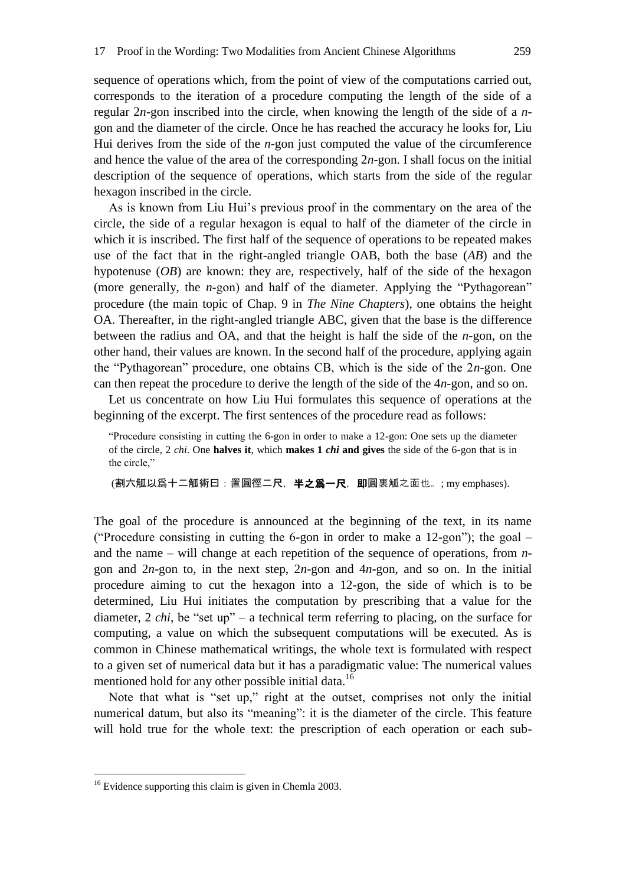sequence of operations which, from the point of view of the computations carried out, corresponds to the iteration of a procedure computing the length of the side of a regular 2*n*-gon inscribed into the circle, when knowing the length of the side of a *n*-gon and the diameter of the circle. Once he has reached the accuracy he looks for, Liu Hui derives from the side of the *n*-gon just computed the value of the circumference and hence the value of the area of the corresponding 2*n*-gon. I shall focus on the initial description of the sequence of operations, which starts from the side of the regular hexagon inscribed in the circle.

As is known from Liu Hui's previous proof in the commentary on the area of the circle, the side of a regular hexagon is equal to half of the diameter of the circle in which it is inscribed. The first half of the sequence of operations to be repeated makes use of the fact that in the right-angled triangle OAB, both the base (*AB*) and the hypotenuse (*OB*) are known: they are, respectively, half of the side of the hexagon (more generally, the *n*-gon) and half of the diameter. Applying the "Pythagorean" procedure (the main topic of Chap. 9 in *The Nine Chapters*), one obtains the height OA. Thereafter, in the right-angled triangle ABC, given that the base is the difference between the radius and OA, and that the height is half the side of the *n*-gon, on the other hand, their values are known. In the second half of the procedure, applying again the "Pythagorean" procedure, one obtains CB, which is the side of the 2*n*-gon. One can then repeat the procedure to derive the length of the side of the 4*n*-gon, and so on.

Let us concentrate on how Liu Hui formulates this sequence of operations at the beginning of the excerpt. The first sentences of the procedure read as follows:

> "Procedure consisting in cutting the 6-gon in order to make a 12-gon: One sets up the diameter of the circle, 2 *chi*. One **halves it**, which **makes 1 *chi* and gives** the side of the 6-gon that is in the circle,"
>
> (割六觚以爲十二觚術曰：置圓徑二尺，**半之爲一尺**，**即**圓裏觚之面也。; my emphases).

The goal of the procedure is announced at the beginning of the text, in its name ("Procedure consisting in cutting the 6-gon in order to make a 12-gon"); the goal – and the name – will change at each repetition of the sequence of operations, from *n*-gon and 2*n*-gon to, in the next step, 2*n*-gon and 4*n*-gon, and so on. In the initial procedure aiming to cut the hexagon into a 12-gon, the side of which is to be determined, Liu Hui initiates the computation by prescribing that a value for the diameter, 2 *chi*, be "set up" – a technical term referring to placing, on the surface for computing, a value on which the subsequent computations will be executed. As is common in Chinese mathematical writings, the whole text is formulated with respect to a given set of numerical data but it has a paradigmatic value: The numerical values mentioned hold for any other possible initial data.[16]

Note that what is "set up," right at the outset, comprises not only the initial numerical datum, but also its "meaning": it is the diameter of the circle. This feature will hold true for the whole text: the prescription of each operation or each sub-

[16] Evidence supporting this claim is given in Chemla 2003.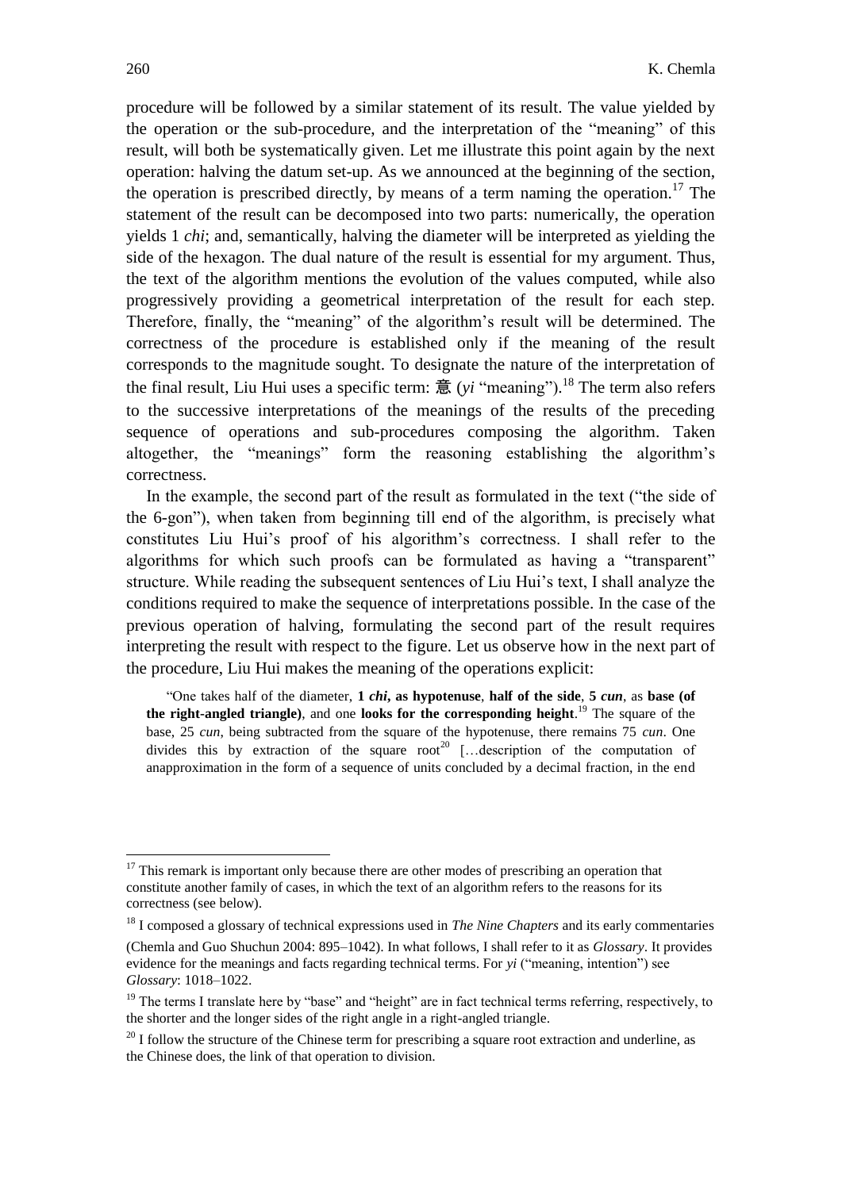procedure will be followed by a similar statement of its result. The value yielded by the operation or the sub-procedure, and the interpretation of the "meaning" of this result, will both be systematically given. Let me illustrate this point again by the next operation: halving the datum set-up. As we announced at the beginning of the section, the operation is prescribed directly, by means of a term naming the operation.[17] The statement of the result can be decomposed into two parts: numerically, the operation yields 1 *chi*; and, semantically, halving the diameter will be interpreted as yielding the side of the hexagon. The dual nature of the result is essential for my argument. Thus, the text of the algorithm mentions the evolution of the values computed, while also progressively providing a geometrical interpretation of the result for each step. Therefore, finally, the "meaning" of the algorithm's result will be determined. The correctness of the procedure is established only if the meaning of the result corresponds to the magnitude sought. To designate the nature of the interpretation of the final result, Liu Hui uses a specific term: 意 (*yi* "meaning").[18] The term also refers to the successive interpretations of the meanings of the results of the preceding sequence of operations and sub-procedures composing the algorithm. Taken altogether, the "meanings" form the reasoning establishing the algorithm's correctness.

In the example, the second part of the result as formulated in the text ("the side of the 6-gon"), when taken from beginning till end of the algorithm, is precisely what constitutes Liu Hui's proof of his algorithm's correctness. I shall refer to the algorithms for which such proofs can be formulated as having a "transparent" structure. While reading the subsequent sentences of Liu Hui's text, I shall analyze the conditions required to make the sequence of interpretations possible. In the case of the previous operation of halving, formulating the second part of the result requires interpreting the result with respect to the figure. Let us observe how in the next part of the procedure, Liu Hui makes the meaning of the operations explicit:

> "One takes half of the diameter, **1 *chi*, as hypotenuse**, **half of the side**, **5 *cun***, as **base (of the right-angled triangle)**, and one **looks for the corresponding height**.[19] The square of the base, 25 *cun*, being subtracted from the square of the hypotenuse, there remains 75 *cun*. One divides this by extraction of the square root[20] […description of the computation of anapproximation in the form of a sequence of units concluded by a decimal fraction, in the end

---

[17] This remark is important only because there are other modes of prescribing an operation that constitute another family of cases, in which the text of an algorithm refers to the reasons for its correctness (see below).

[18] I composed a glossary of technical expressions used in *The Nine Chapters* and its early commentaries (Chemla and Guo Shuchun 2004: 895–1042). In what follows, I shall refer to it as *Glossary*. It provides evidence for the meanings and facts regarding technical terms. For *yi* ("meaning, intention") see *Glossary*: 1018–1022.

[19] The terms I translate here by "base" and "height" are in fact technical terms referring, respectively, to the shorter and the longer sides of the right angle in a right-angled triangle.

[20] I follow the structure of the Chinese term for prescribing a square root extraction and underline, as the Chinese does, the link of that operation to division.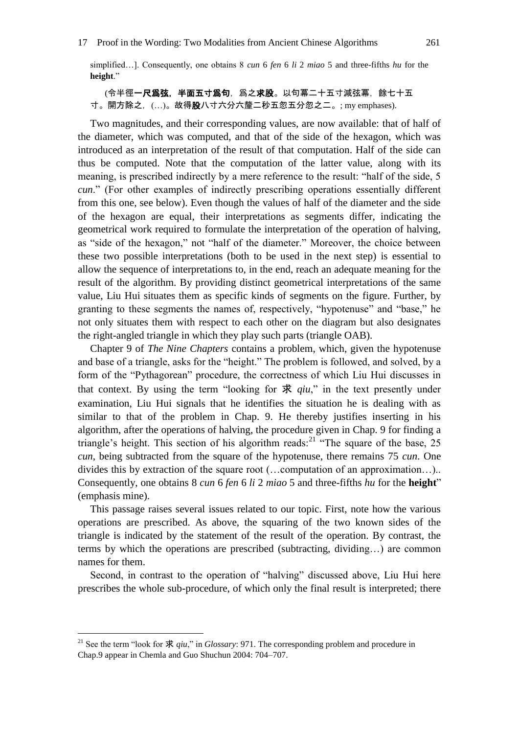simplified…]. Consequently, one obtains 8 *cun* 6 *fen* 6 *li* 2 *miao* 5 and three-fifths *hu* for the **height**."

(令半徑**一尺爲弦**，**半面五寸爲句**，爲之**求股**。以句冪二十五寸減弦冪，餘七十五寸。開方除之，(…)。故得**股**八寸六分六釐二秒五忽五分忽之二。; my emphases).

Two magnitudes, and their corresponding values, are now available: that of half of the diameter, which was computed, and that of the side of the hexagon, which was introduced as an interpretation of the result of that computation. Half of the side can thus be computed. Note that the computation of the latter value, along with its meaning, is prescribed indirectly by a mere reference to the result: "half of the side, 5 *cun*." (For other examples of indirectly prescribing operations essentially different from this one, see below). Even though the values of half of the diameter and the side of the hexagon are equal, their interpretations as segments differ, indicating the geometrical work required to formulate the interpretation of the operation of halving, as "side of the hexagon," not "half of the diameter." Moreover, the choice between these two possible interpretations (both to be used in the next step) is essential to allow the sequence of interpretations to, in the end, reach an adequate meaning for the result of the algorithm. By providing distinct geometrical interpretations of the same value, Liu Hui situates them as specific kinds of segments on the figure. Further, by granting to these segments the names of, respectively, "hypotenuse" and "base," he not only situates them with respect to each other on the diagram but also designates the right-angled triangle in which they play such parts (triangle OAB).

Chapter 9 of *The Nine Chapters* contains a problem, which, given the hypotenuse and base of a triangle, asks for the "height." The problem is followed, and solved, by a form of the "Pythagorean" procedure, the correctness of which Liu Hui discusses in that context. By using the term "looking for 求 *qiu*," in the text presently under examination, Liu Hui signals that he identifies the situation he is dealing with as similar to that of the problem in Chap. 9. He thereby justifies inserting in his algorithm, after the operations of halving, the procedure given in Chap. 9 for finding a triangle's height. This section of his algorithm reads:[21] "The square of the base, 25 *cun*, being subtracted from the square of the hypotenuse, there remains 75 *cun*. One divides this by extraction of the square root (…computation of an approximation…).. Consequently, one obtains 8 *cun* 6 *fen* 6 *li* 2 *miao* 5 and three-fifths *hu* for the **height**" (emphasis mine).

This passage raises several issues related to our topic. First, note how the various operations are prescribed. As above, the squaring of the two known sides of the triangle is indicated by the statement of the result of the operation. By contrast, the terms by which the operations are prescribed (subtracting, dividing…) are common names for them.

Second, in contrast to the operation of "halving" discussed above, Liu Hui here prescribes the whole sub-procedure, of which only the final result is interpreted; there

---

[21] See the term "look for 求 *qiu*," in *Glossary*: 971. The corresponding problem and procedure in Chap.9 appear in Chemla and Guo Shuchun 2004: 704–707.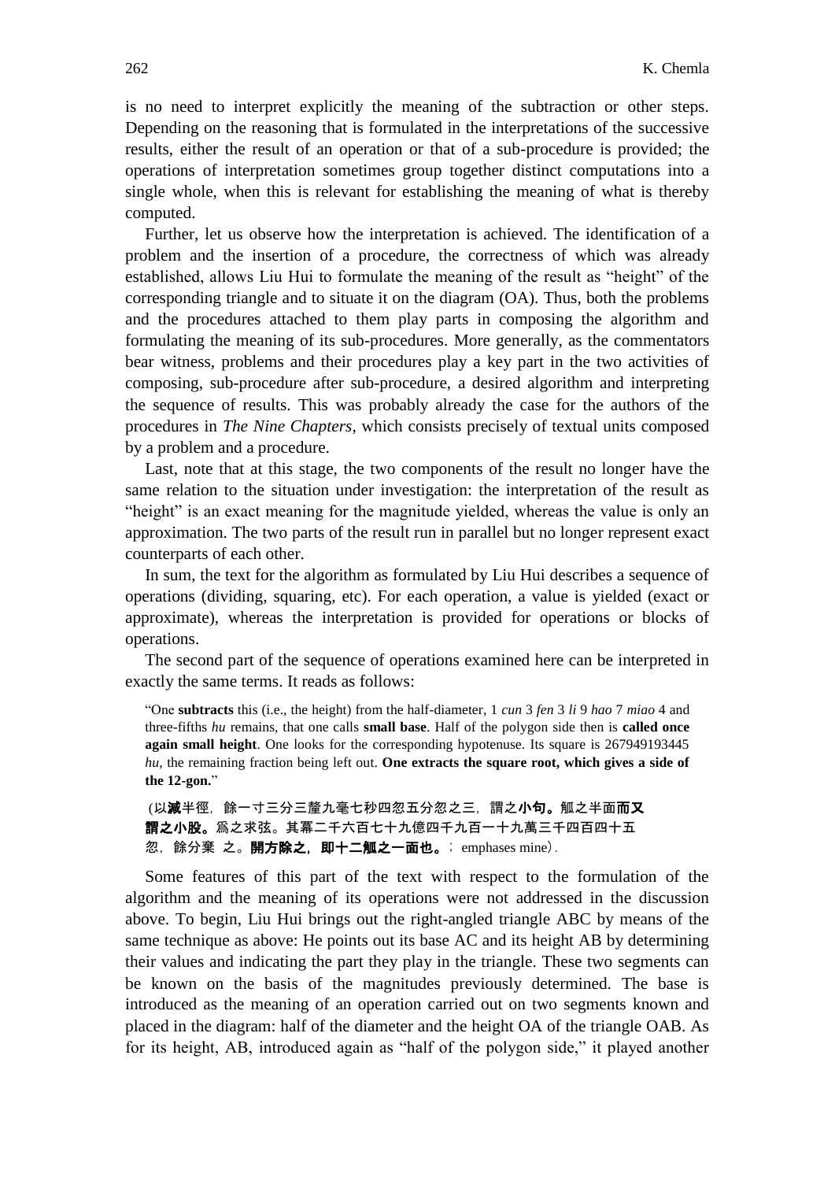is no need to interpret explicitly the meaning of the subtraction or other steps. Depending on the reasoning that is formulated in the interpretations of the successive results, either the result of an operation or that of a sub-procedure is provided; the operations of interpretation sometimes group together distinct computations into a single whole, when this is relevant for establishing the meaning of what is thereby computed.

Further, let us observe how the interpretation is achieved. The identification of a problem and the insertion of a procedure, the correctness of which was already established, allows Liu Hui to formulate the meaning of the result as "height" of the corresponding triangle and to situate it on the diagram (OA). Thus, both the problems and the procedures attached to them play parts in composing the algorithm and formulating the meaning of its sub-procedures. More generally, as the commentators bear witness, problems and their procedures play a key part in the two activities of composing, sub-procedure after sub-procedure, a desired algorithm and interpreting the sequence of results. This was probably already the case for the authors of the procedures in *The Nine Chapters*, which consists precisely of textual units composed by a problem and a procedure.

Last, note that at this stage, the two components of the result no longer have the same relation to the situation under investigation: the interpretation of the result as "height" is an exact meaning for the magnitude yielded, whereas the value is only an approximation. The two parts of the result run in parallel but no longer represent exact counterparts of each other.

In sum, the text for the algorithm as formulated by Liu Hui describes a sequence of operations (dividing, squaring, etc). For each operation, a value is yielded (exact or approximate), whereas the interpretation is provided for operations or blocks of operations.

The second part of the sequence of operations examined here can be interpreted in exactly the same terms. It reads as follows:

> "One **subtracts** this (i.e., the height) from the half-diameter, 1 *cun* 3 *fen* 3 *li* 9 *hao* 7 *miao* 4 and three-fifths *hu* remains, that one calls **small base**. Half of the polygon side then is **called once again small height**. One looks for the corresponding hypotenuse. Its square is 267949193445 *hu*, the remaining fraction being left out. **One extracts the square root, which gives a side of the 12-gon.**"
>
> (以**減**半徑，餘一寸三分三釐九毫七秒四忽五分忽之三，謂之**小句。**觚之半面**而又謂之小股。**爲之求弦。其冪二千六百七十九億四千九百一十九萬三千四百四十五忽，餘分棄 之。**開方除之，即十二觚之一面也。**； emphases mine).

Some features of this part of the text with respect to the formulation of the algorithm and the meaning of its operations were not addressed in the discussion above. To begin, Liu Hui brings out the right-angled triangle ABC by means of the same technique as above: He points out its base AC and its height AB by determining their values and indicating the part they play in the triangle. These two segments can be known on the basis of the magnitudes previously determined. The base is introduced as the meaning of an operation carried out on two segments known and placed in the diagram: half of the diameter and the height OA of the triangle OAB. As for its height, AB, introduced again as "half of the polygon side," it played another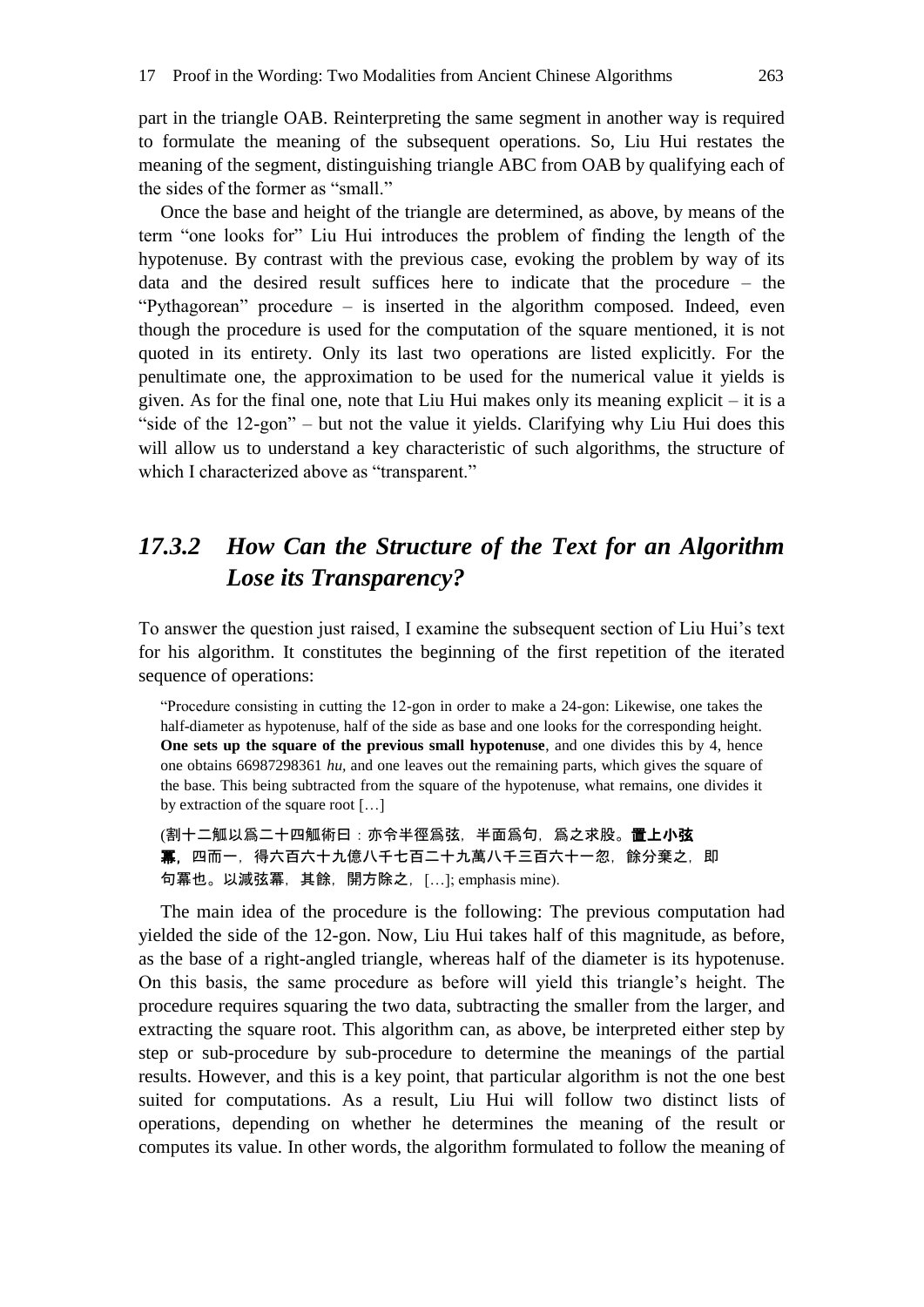part in the triangle OAB. Reinterpreting the same segment in another way is required to formulate the meaning of the subsequent operations. So, Liu Hui restates the meaning of the segment, distinguishing triangle ABC from OAB by qualifying each of the sides of the former as "small."

Once the base and height of the triangle are determined, as above, by means of the term "one looks for" Liu Hui introduces the problem of finding the length of the hypotenuse. By contrast with the previous case, evoking the problem by way of its data and the desired result suffices here to indicate that the procedure – the "Pythagorean" procedure – is inserted in the algorithm composed. Indeed, even though the procedure is used for the computation of the square mentioned, it is not quoted in its entirety. Only its last two operations are listed explicitly. For the penultimate one, the approximation to be used for the numerical value it yields is given. As for the final one, note that Liu Hui makes only its meaning explicit – it is a "side of the 12-gon" – but not the value it yields. Clarifying why Liu Hui does this will allow us to understand a key characteristic of such algorithms, the structure of which I characterized above as "transparent."

### *17.3.2 How Can the Structure of the Text for an Algorithm Lose its Transparency?*

To answer the question just raised, I examine the subsequent section of Liu Hui's text for his algorithm. It constitutes the beginning of the first repetition of the iterated sequence of operations:

> "Procedure consisting in cutting the 12-gon in order to make a 24-gon: Likewise, one takes the half-diameter as hypotenuse, half of the side as base and one looks for the corresponding height. **One sets up the square of the previous small hypotenuse**, and one divides this by 4, hence one obtains 66987298361 *hu*, and one leaves out the remaining parts, which gives the square of the base. This being subtracted from the square of the hypotenuse, what remains, one divides it by extraction of the square root […]
>
> (割十二觚以爲二十四觚術曰：亦令半徑爲弦，半面爲句，爲之求股。**置上小弦冪**，四而一，得六百六十九億八千七百二十九萬八千三百六十一忽，餘分棄之，即句冪也。以減弦冪，其餘，開方除之，[…]; emphasis mine).

The main idea of the procedure is the following: The previous computation had yielded the side of the 12-gon. Now, Liu Hui takes half of this magnitude, as before, as the base of a right-angled triangle, whereas half of the diameter is its hypotenuse. On this basis, the same procedure as before will yield this triangle's height. The procedure requires squaring the two data, subtracting the smaller from the larger, and extracting the square root. This algorithm can, as above, be interpreted either step by step or sub-procedure by sub-procedure to determine the meanings of the partial results. However, and this is a key point, that particular algorithm is not the one best suited for computations. As a result, Liu Hui will follow two distinct lists of operations, depending on whether he determines the meaning of the result or computes its value. In other words, the algorithm formulated to follow the meaning of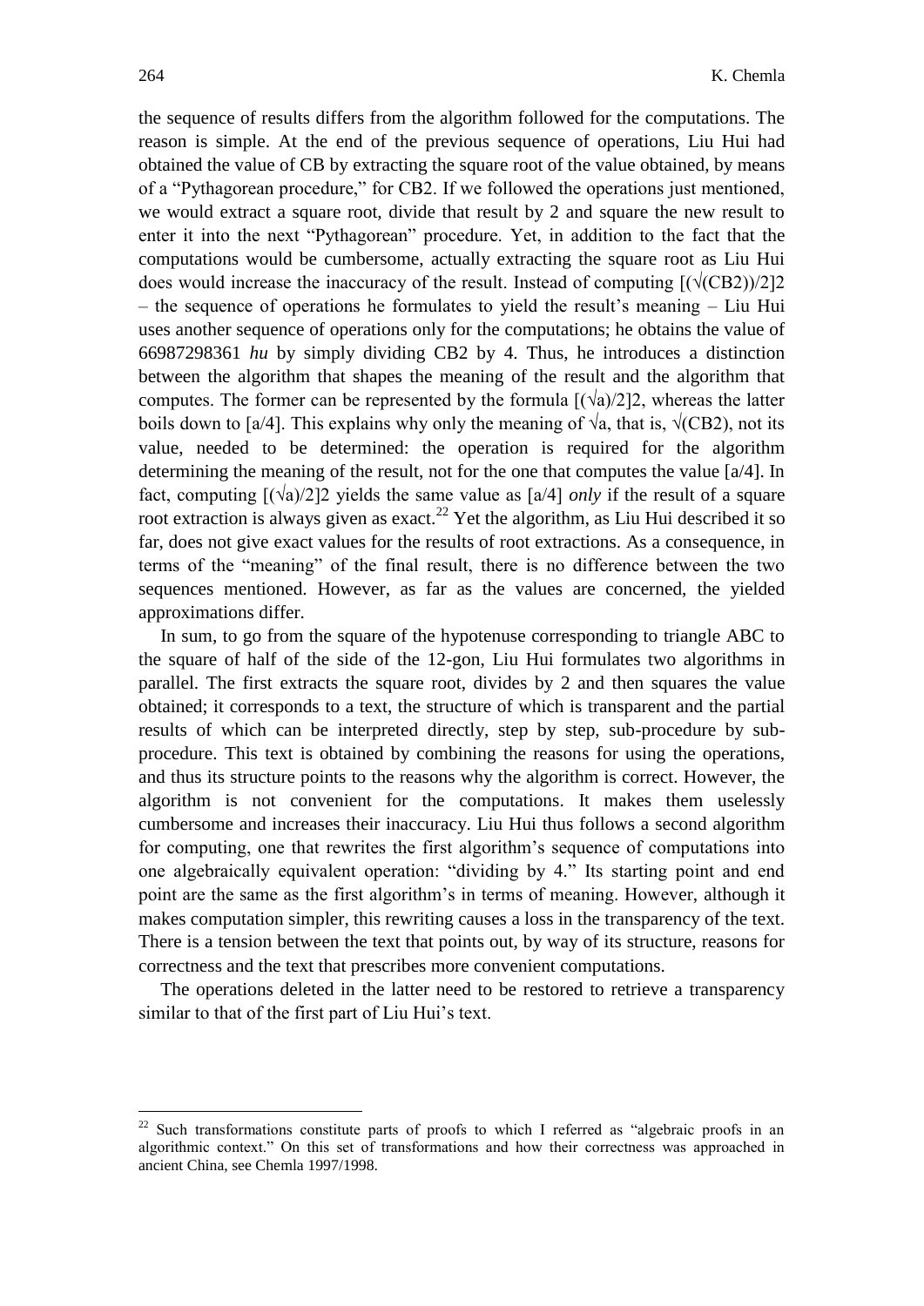the sequence of results differs from the algorithm followed for the computations. The reason is simple. At the end of the previous sequence of operations, Liu Hui had obtained the value of CB by extracting the square root of the value obtained, by means of a "Pythagorean procedure," for $CB^2$. If we followed the operations just mentioned, we would extract a square root, divide that result by 2 and square the new result to enter it into the next "Pythagorean" procedure. Yet, in addition to the fact that the computations would be cumbersome, actually extracting the square root as Liu Hui does would increase the inaccuracy of the result. Instead of computing $[(\sqrt{CB^2})/2]^2$ – the sequence of operations he formulates to yield the result's meaning – Liu Hui uses another sequence of operations only for the computations; he obtains the value of 66987298361 *hu* by simply dividing $CB^2$ by 4. Thus, he introduces a distinction between the algorithm that shapes the meaning of the result and the algorithm that computes. The former can be represented by the formula $[(\sqrt{a})/2]^2$, whereas the latter boils down to $[a/4]$. This explains why only the meaning of $\sqrt{a}$, that is, $\sqrt{CB^2}$, not its value, needed to be determined: the operation is required for the algorithm determining the meaning of the result, not for the one that computes the value $[a/4]$. In fact, computing $[(\sqrt{a})/2]^2$ yields the same value as $[a/4]$ *only* if the result of a square root extraction is always given as exact.[22] Yet the algorithm, as Liu Hui described it so far, does not give exact values for the results of root extractions. As a consequence, in terms of the "meaning" of the final result, there is no difference between the two sequences mentioned. However, as far as the values are concerned, the yielded approximations differ.

In sum, to go from the square of the hypotenuse corresponding to triangle ABC to the square of half of the side of the 12-gon, Liu Hui formulates two algorithms in parallel. The first extracts the square root, divides by 2 and then squares the value obtained; it corresponds to a text, the structure of which is transparent and the partial results of which can be interpreted directly, step by step, sub-procedure by sub-procedure. This text is obtained by combining the reasons for using the operations, and thus its structure points to the reasons why the algorithm is correct. However, the algorithm is not convenient for the computations. It makes them uselessly cumbersome and increases their inaccuracy. Liu Hui thus follows a second algorithm for computing, one that rewrites the first algorithm's sequence of computations into one algebraically equivalent operation: "dividing by 4." Its starting point and end point are the same as the first algorithm's in terms of meaning. However, although it makes computation simpler, this rewriting causes a loss in the transparency of the text. There is a tension between the text that points out, by way of its structure, reasons for correctness and the text that prescribes more convenient computations.

The operations deleted in the latter need to be restored to retrieve a transparency similar to that of the first part of Liu Hui's text.

---

[22] Such transformations constitute parts of proofs to which I referred as "algebraic proofs in an algorithmic context." On this set of transformations and how their correctness was approached in ancient China, see Chemla 1997/1998.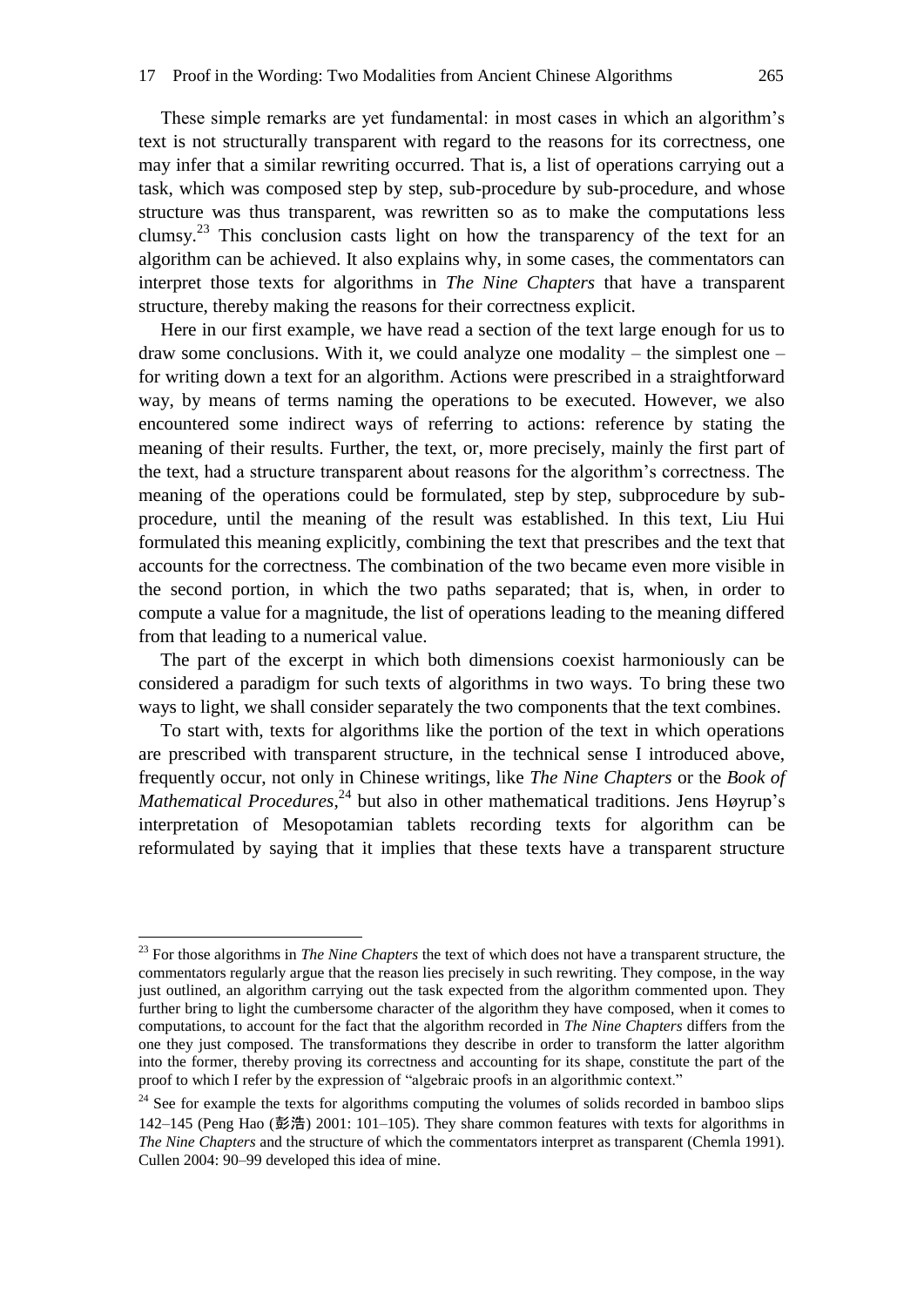These simple remarks are yet fundamental: in most cases in which an algorithm's text is not structurally transparent with regard to the reasons for its correctness, one may infer that a similar rewriting occurred. That is, a list of operations carrying out a task, which was composed step by step, sub-procedure by sub-procedure, and whose structure was thus transparent, was rewritten so as to make the computations less clumsy.[23] This conclusion casts light on how the transparency of the text for an algorithm can be achieved. It also explains why, in some cases, the commentators can interpret those texts for algorithms in *The Nine Chapters* that have a transparent structure, thereby making the reasons for their correctness explicit.

Here in our first example, we have read a section of the text large enough for us to draw some conclusions. With it, we could analyze one modality – the simplest one – for writing down a text for an algorithm. Actions were prescribed in a straightforward way, by means of terms naming the operations to be executed. However, we also encountered some indirect ways of referring to actions: reference by stating the meaning of their results. Further, the text, or, more precisely, mainly the first part of the text, had a structure transparent about reasons for the algorithm's correctness. The meaning of the operations could be formulated, step by step, subprocedure by sub-procedure, until the meaning of the result was established. In this text, Liu Hui formulated this meaning explicitly, combining the text that prescribes and the text that accounts for the correctness. The combination of the two became even more visible in the second portion, in which the two paths separated; that is, when, in order to compute a value for a magnitude, the list of operations leading to the meaning differed from that leading to a numerical value.

The part of the excerpt in which both dimensions coexist harmoniously can be considered a paradigm for such texts of algorithms in two ways. To bring these two ways to light, we shall consider separately the two components that the text combines.

To start with, texts for algorithms like the portion of the text in which operations are prescribed with transparent structure, in the technical sense I introduced above, frequently occur, not only in Chinese writings, like *The Nine Chapters* or the *Book of Mathematical Procedures*,[24] but also in other mathematical traditions. Jens Høyrup's interpretation of Mesopotamian tablets recording texts for algorithm can be reformulated by saying that it implies that these texts have a transparent structure

---

[23] For those algorithms in *The Nine Chapters* the text of which does not have a transparent structure, the commentators regularly argue that the reason lies precisely in such rewriting. They compose, in the way just outlined, an algorithm carrying out the task expected from the algorithm commented upon. They further bring to light the cumbersome character of the algorithm they have composed, when it comes to computations, to account for the fact that the algorithm recorded in *The Nine Chapters* differs from the one they just composed. The transformations they describe in order to transform the latter algorithm into the former, thereby proving its correctness and accounting for its shape, constitute the part of the proof to which I refer by the expression of "algebraic proofs in an algorithmic context."

[24] See for example the texts for algorithms computing the volumes of solids recorded in bamboo slips 142–145 (Peng Hao (彭浩) 2001: 101–105). They share common features with texts for algorithms in *The Nine Chapters* and the structure of which the commentators interpret as transparent (Chemla 1991). Cullen 2004: 90–99 developed this idea of mine.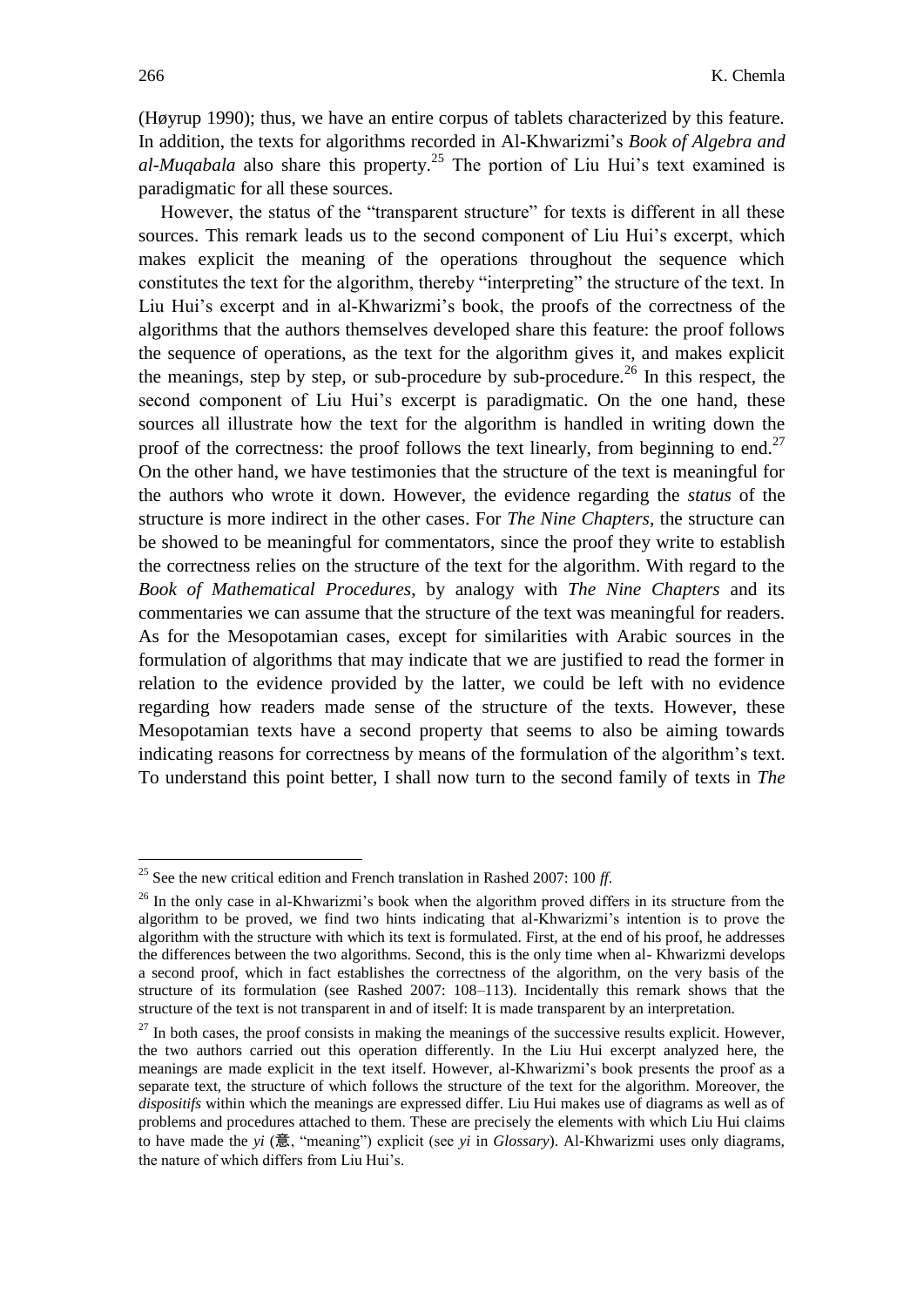(Høyrup 1990); thus, we have an entire corpus of tablets characterized by this feature. In addition, the texts for algorithms recorded in Al-Khwarizmi's *Book of Algebra and al-Muqabala* also share this property.[25] The portion of Liu Hui's text examined is paradigmatic for all these sources.

However, the status of the "transparent structure" for texts is different in all these sources. This remark leads us to the second component of Liu Hui's excerpt, which makes explicit the meaning of the operations throughout the sequence which constitutes the text for the algorithm, thereby "interpreting" the structure of the text. In Liu Hui's excerpt and in al-Khwarizmi's book, the proofs of the correctness of the algorithms that the authors themselves developed share this feature: the proof follows the sequence of operations, as the text for the algorithm gives it, and makes explicit the meanings, step by step, or sub-procedure by sub-procedure.[26] In this respect, the second component of Liu Hui's excerpt is paradigmatic. On the one hand, these sources all illustrate how the text for the algorithm is handled in writing down the proof of the correctness: the proof follows the text linearly, from beginning to end.[27] On the other hand, we have testimonies that the structure of the text is meaningful for the authors who wrote it down. However, the evidence regarding the *status* of the structure is more indirect in the other cases. For *The Nine Chapters*, the structure can be showed to be meaningful for commentators, since the proof they write to establish the correctness relies on the structure of the text for the algorithm. With regard to the *Book of Mathematical Procedures*, by analogy with *The Nine Chapters* and its commentaries we can assume that the structure of the text was meaningful for readers. As for the Mesopotamian cases, except for similarities with Arabic sources in the formulation of algorithms that may indicate that we are justified to read the former in relation to the evidence provided by the latter, we could be left with no evidence regarding how readers made sense of the structure of the texts. However, these Mesopotamian texts have a second property that seems to also be aiming towards indicating reasons for correctness by means of the formulation of the algorithm's text. To understand this point better, I shall now turn to the second family of texts in *The*

---

[25] See the new critical edition and French translation in Rashed 2007: 100 *ff*.

[26] In the only case in al-Khwarizmi's book when the algorithm proved differs in its structure from the algorithm to be proved, we find two hints indicating that al-Khwarizmi's intention is to prove the algorithm with the structure with which its text is formulated. First, at the end of his proof, he addresses the differences between the two algorithms. Second, this is the only time when al- Khwarizmi develops a second proof, which in fact establishes the correctness of the algorithm, on the very basis of the structure of its formulation (see Rashed 2007: 108–113). Incidentally this remark shows that the structure of the text is not transparent in and of itself: It is made transparent by an interpretation.

[27] In both cases, the proof consists in making the meanings of the successive results explicit. However, the two authors carried out this operation differently. In the Liu Hui excerpt analyzed here, the meanings are made explicit in the text itself. However, al-Khwarizmi's book presents the proof as a separate text, the structure of which follows the structure of the text for the algorithm. Moreover, the *dispositifs* within which the meanings are expressed differ. Liu Hui makes use of diagrams as well as of problems and procedures attached to them. These are precisely the elements with which Liu Hui claims to have made the *yi* (意, "meaning") explicit (see *yi* in *Glossary*). Al-Khwarizmi uses only diagrams, the nature of which differs from Liu Hui's.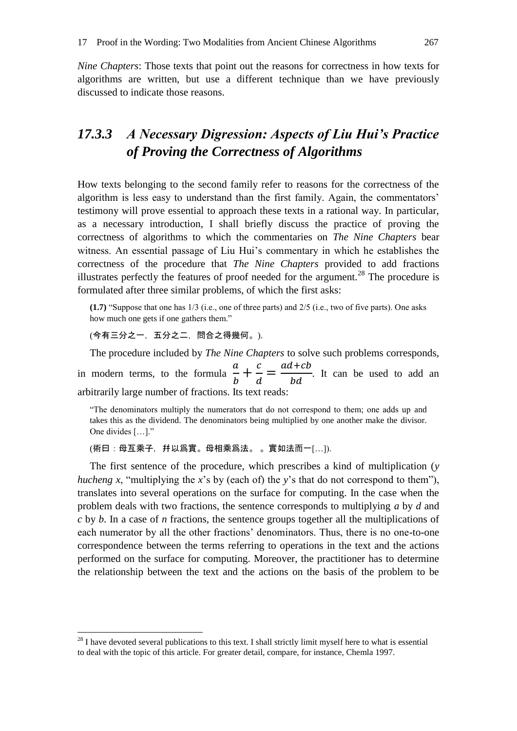*Nine Chapters*: Those texts that point out the reasons for correctness in how texts for algorithms are written, but use a different technique than we have previously discussed to indicate those reasons.

### 17.3.3 A Necessary Digression: Aspects of Liu Hui's Practice of Proving the Correctness of Algorithms

How texts belonging to the second family refer to reasons for the correctness of the algorithm is less easy to understand than the first family. Again, the commentators' testimony will prove essential to approach these texts in a rational way. In particular, as a necessary introduction, I shall briefly discuss the practice of proving the correctness of algorithms to which the commentaries on *The Nine Chapters* bear witness. An essential passage of Liu Hui's commentary in which he establishes the correctness of the procedure that *The Nine Chapters* provided to add fractions illustrates perfectly the features of proof needed for the argument.[28] The procedure is formulated after three similar problems, of which the first asks:

> **(1.7)** "Suppose that one has 1/3 (i.e., one of three parts) and 2/5 (i.e., two of five parts). One asks how much one gets if one gathers them."
>
> (今有三分之一，五分之二，問合之得幾何。).

The procedure included by *The Nine Chapters* to solve such problems corresponds, in modern terms, to the formula $\frac{a}{b}+\frac{c}{d}=\frac{ad+cb}{bd}$. It can be used to add an arbitrarily large number of fractions. Its text reads:

> "The denominators multiply the numerators that do not correspond to them; one adds up and takes this as the dividend. The denominators being multiplied by one another make the divisor. One divides [...]."
>
> (術曰：母互乘子，并以爲實。母相乘爲法。。實如法而一[...]).

The first sentence of the procedure, which prescribes a kind of multiplication (*y hucheng x*, "multiplying the *x*'s by (each of) the *y*'s that do not correspond to them"), translates into several operations on the surface for computing. In the case when the problem deals with two fractions, the sentence corresponds to multiplying *a* by *d* and *c* by *b*. In a case of *n* fractions, the sentence groups together all the multiplications of each numerator by all the other fractions' denominators. Thus, there is no one-to-one correspondence between the terms referring to operations in the text and the actions performed on the surface for computing. Moreover, the practitioner has to determine the relationship between the text and the actions on the basis of the problem to be

[28] I have devoted several publications to this text. I shall strictly limit myself here to what is essential to deal with the topic of this article. For greater detail, compare, for instance, Chemla 1997.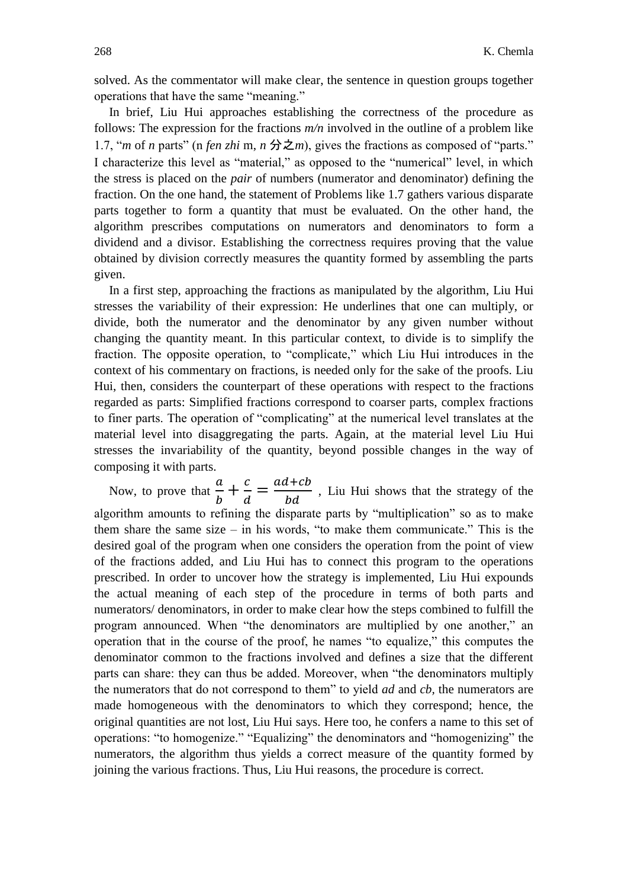solved. As the commentator will make clear, the sentence in question groups together operations that have the same "meaning."

In brief, Liu Hui approaches establishing the correctness of the procedure as follows: The expression for the fractions *m/n* involved in the outline of a problem like 1.7, "*m* of *n* parts" (n *fen zhi* m, *n* 分之*m*), gives the fractions as composed of "parts." I characterize this level as "material," as opposed to the "numerical" level, in which the stress is placed on the *pair* of numbers (numerator and denominator) defining the fraction. On the one hand, the statement of Problems like 1.7 gathers various disparate parts together to form a quantity that must be evaluated. On the other hand, the algorithm prescribes computations on numerators and denominators to form a dividend and a divisor. Establishing the correctness requires proving that the value obtained by division correctly measures the quantity formed by assembling the parts given.

In a first step, approaching the fractions as manipulated by the algorithm, Liu Hui stresses the variability of their expression: He underlines that one can multiply, or divide, both the numerator and the denominator by any given number without changing the quantity meant. In this particular context, to divide is to simplify the fraction. The opposite operation, to "complicate," which Liu Hui introduces in the context of his commentary on fractions, is needed only for the sake of the proofs. Liu Hui, then, considers the counterpart of these operations with respect to the fractions regarded as parts: Simplified fractions correspond to coarser parts, complex fractions to finer parts. The operation of "complicating" at the numerical level translates at the material level into disaggregating the parts. Again, at the material level Liu Hui stresses the invariability of the quantity, beyond possible changes in the way of composing it with parts.

Now, to prove that $\frac{a}{b}+\frac{c}{d}=\frac{ad+cb}{bd}$ , Liu Hui shows that the strategy of the algorithm amounts to refining the disparate parts by "multiplication" so as to make them share the same size – in his words, "to make them communicate." This is the desired goal of the program when one considers the operation from the point of view of the fractions added, and Liu Hui has to connect this program to the operations prescribed. In order to uncover how the strategy is implemented, Liu Hui expounds the actual meaning of each step of the procedure in terms of both parts and numerators/ denominators, in order to make clear how the steps combined to fulfill the program announced. When "the denominators are multiplied by one another," an operation that in the course of the proof, he names "to equalize," this computes the denominator common to the fractions involved and defines a size that the different parts can share: they can thus be added. Moreover, when "the denominators multiply the numerators that do not correspond to them" to yield *ad* and *cb,* the numerators are made homogeneous with the denominators to which they correspond; hence, the original quantities are not lost, Liu Hui says. Here too, he confers a name to this set of operations: "to homogenize." "Equalizing" the denominators and "homogenizing" the numerators, the algorithm thus yields a correct measure of the quantity formed by joining the various fractions. Thus, Liu Hui reasons, the procedure is correct.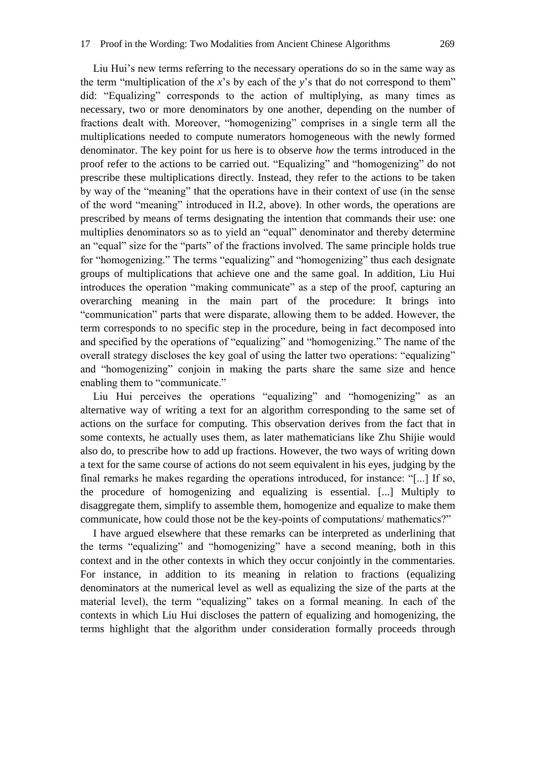Liu Hui's new terms referring to the necessary operations do so in the same way as the term "multiplication of the $x$'s by each of the $y$'s that do not correspond to them" did: "Equalizing" corresponds to the action of multiplying, as many times as necessary, two or more denominators by one another, depending on the number of fractions dealt with. Moreover, "homogenizing" comprises in a single term all the multiplications needed to compute numerators homogeneous with the newly formed denominator. The key point for us here is to observe *how* the terms introduced in the proof refer to the actions to be carried out. "Equalizing" and "homogenizing" do not prescribe these multiplications directly. Instead, they refer to the actions to be taken by way of the "meaning" that the operations have in their context of use (in the sense of the word "meaning" introduced in II.2, above). In other words, the operations are prescribed by means of terms designating the intention that commands their use: one multiplies denominators so as to yield an "equal" denominator and thereby determine an "equal" size for the "parts" of the fractions involved. The same principle holds true for "homogenizing." The terms "equalizing" and "homogenizing" thus each designate groups of multiplications that achieve one and the same goal. In addition, Liu Hui introduces the operation "making communicate" as a step of the proof, capturing an overarching meaning in the main part of the procedure: It brings into "communication" parts that were disparate, allowing them to be added. However, the term corresponds to no specific step in the procedure, being in fact decomposed into and specified by the operations of "equalizing" and "homogenizing." The name of the overall strategy discloses the key goal of using the latter two operations: "equalizing" and "homogenizing" conjoin in making the parts share the same size and hence enabling them to "communicate."

Liu Hui perceives the operations "equalizing" and "homogenizing" as an alternative way of writing a text for an algorithm corresponding to the same set of actions on the surface for computing. This observation derives from the fact that in some contexts, he actually uses them, as later mathematicians like Zhu Shijie would also do, to prescribe how to add up fractions. However, the two ways of writing down a text for the same course of actions do not seem equivalent in his eyes, judging by the final remarks he makes regarding the operations introduced, for instance: "[...] If so, the procedure of homogenizing and equalizing is essential. [...] Multiply to disaggregate them, simplify to assemble them, homogenize and equalize to make them communicate, how could those not be the key-points of computations/ mathematics?"

I have argued elsewhere that these remarks can be interpreted as underlining that the terms "equalizing" and "homogenizing" have a second meaning, both in this context and in the other contexts in which they occur conjointly in the commentaries. For instance, in addition to its meaning in relation to fractions (equalizing denominators at the numerical level as well as equalizing the size of the parts at the material level), the term "equalizing" takes on a formal meaning. In each of the contexts in which Liu Hui discloses the pattern of equalizing and homogenizing, the terms highlight that the algorithm under consideration formally proceeds through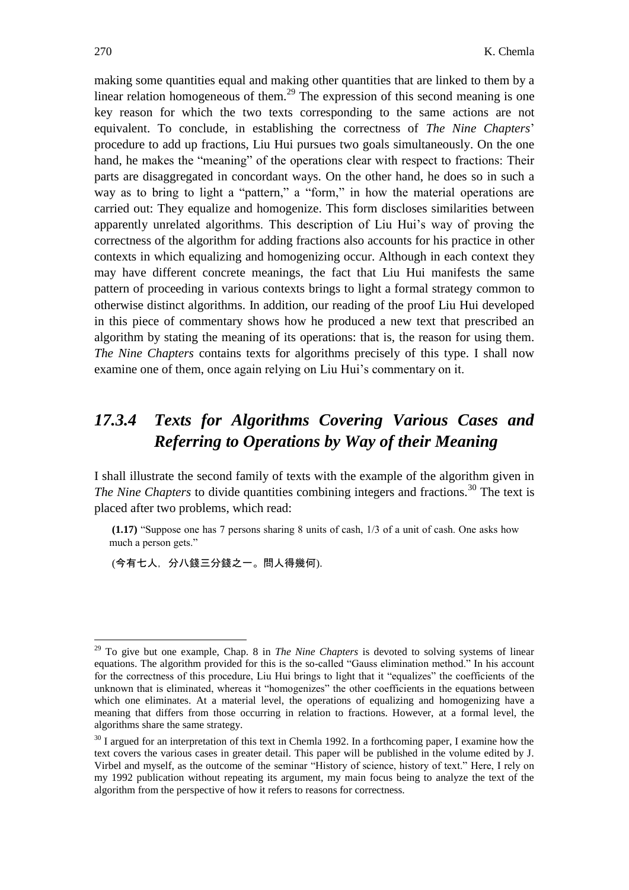making some quantities equal and making other quantities that are linked to them by a linear relation homogeneous of them.[29] The expression of this second meaning is one key reason for which the two texts corresponding to the same actions are not equivalent. To conclude, in establishing the correctness of *The Nine Chapters*' procedure to add up fractions, Liu Hui pursues two goals simultaneously. On the one hand, he makes the "meaning" of the operations clear with respect to fractions: Their parts are disaggregated in concordant ways. On the other hand, he does so in such a way as to bring to light a "pattern," a "form," in how the material operations are carried out: They equalize and homogenize. This form discloses similarities between apparently unrelated algorithms. This description of Liu Hui's way of proving the correctness of the algorithm for adding fractions also accounts for his practice in other contexts in which equalizing and homogenizing occur. Although in each context they may have different concrete meanings, the fact that Liu Hui manifests the same pattern of proceeding in various contexts brings to light a formal strategy common to otherwise distinct algorithms. In addition, our reading of the proof Liu Hui developed in this piece of commentary shows how he produced a new text that prescribed an algorithm by stating the meaning of its operations: that is, the reason for using them. *The Nine Chapters* contains texts for algorithms precisely of this type. I shall now examine one of them, once again relying on Liu Hui's commentary on it.

## *17.3.4 Texts for Algorithms Covering Various Cases and Referring to Operations by Way of their Meaning*

I shall illustrate the second family of texts with the example of the algorithm given in *The Nine Chapters* to divide quantities combining integers and fractions.[30] The text is placed after two problems, which read:

> **(1.17)** "Suppose one has 7 persons sharing 8 units of cash, 1/3 of a unit of cash. One asks how much a person gets."
>
> (今有七人，分八錢三分錢之一。問人得幾何).

---

[29] To give but one example, Chap. 8 in *The Nine Chapters* is devoted to solving systems of linear equations. The algorithm provided for this is the so-called "Gauss elimination method." In his account for the correctness of this procedure, Liu Hui brings to light that it "equalizes" the coefficients of the unknown that is eliminated, whereas it "homogenizes" the other coefficients in the equations between which one eliminates. At a material level, the operations of equalizing and homogenizing have a meaning that differs from those occurring in relation to fractions. However, at a formal level, the algorithms share the same strategy.

[30] I argued for an interpretation of this text in Chemla 1992. In a forthcoming paper, I examine how the text covers the various cases in greater detail. This paper will be published in the volume edited by J. Virbel and myself, as the outcome of the seminar "History of science, history of text." Here, I rely on my 1992 publication without repeating its argument, my main focus being to analyze the text of the algorithm from the perspective of how it refers to reasons for correctness.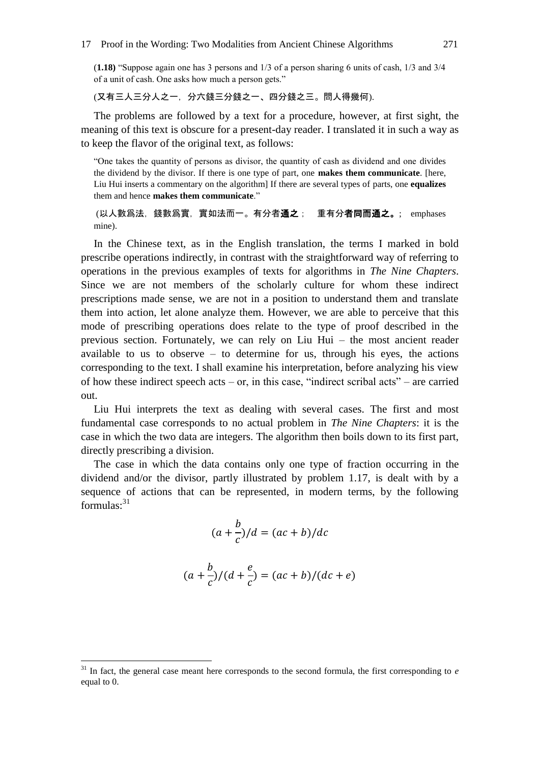**(1.18)** "Suppose again one has 3 persons and 1/3 of a person sharing 6 units of cash, 1/3 and 3/4 of a unit of cash. One asks how much a person gets."

(又有三人三分人之一，分六錢三分錢之一、四分錢之三。問人得幾何).

The problems are followed by a text for a procedure, however, at first sight, the meaning of this text is obscure for a present-day reader. I translated it in such a way as to keep the flavor of the original text, as follows:

"One takes the quantity of persons as divisor, the quantity of cash as dividend and one divides the dividend by the divisor. If there is one type of part, one **makes them communicate**. [here, Liu Hui inserts a commentary on the algorithm] If there are several types of parts, one **equalizes** them and hence **makes them communicate**."

(以人數爲法，錢數爲實，實如法而一。有分者**通之**； 重有分**者同而通之。**； emphases mine).

In the Chinese text, as in the English translation, the terms I marked in bold prescribe operations indirectly, in contrast with the straightforward way of referring to operations in the previous examples of texts for algorithms in *The Nine Chapters*. Since we are not members of the scholarly culture for whom these indirect prescriptions made sense, we are not in a position to understand them and translate them into action, let alone analyze them. However, we are able to perceive that this mode of prescribing operations does relate to the type of proof described in the previous section. Fortunately, we can rely on Liu Hui – the most ancient reader available to us to observe – to determine for us, through his eyes, the actions corresponding to the text. I shall examine his interpretation, before analyzing his view of how these indirect speech acts – or, in this case, "indirect scribal acts" – are carried out.

Liu Hui interprets the text as dealing with several cases. The first and most fundamental case corresponds to no actual problem in *The Nine Chapters*: it is the case in which the two data are integers. The algorithm then boils down to its first part, directly prescribing a division.

The case in which the data contains only one type of fraction occurring in the dividend and/or the divisor, partly illustrated by problem 1.17, is dealt with by a sequence of actions that can be represented, in modern terms, by the following formulas:[31]

$$(a + \frac{b}{c})/d = (ac + b)/dc$$

$$(a + \frac{b}{c})/(d + \frac{e}{c}) = (ac + b)/(dc + e)$$

[31] In fact, the general case meant here corresponds to the second formula, the first corresponding to $e$ equal to 0.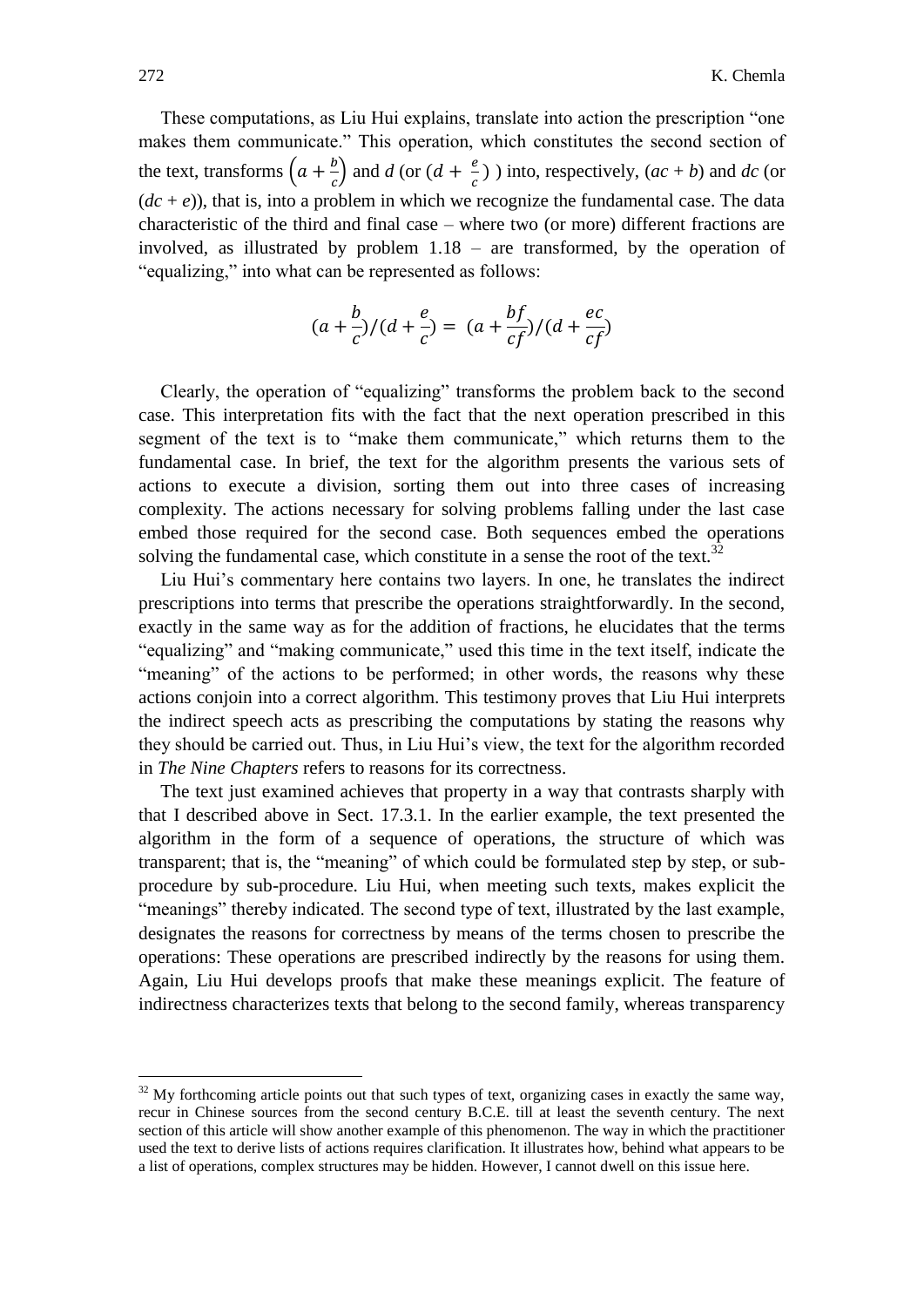These computations, as Liu Hui explains, translate into action the prescription "one makes them communicate." This operation, which constitutes the second section of the text, transforms $\left(a+\frac{b}{c}\right)$ and $d$ (or $(d+\frac{e}{c})$ ) into, respectively, $(ac+b)$ and $dc$ (or $(dc+e)$), that is, into a problem in which we recognize the fundamental case. The data characteristic of the third and final case – where two (or more) different fractions are involved, as illustrated by problem 1.18 – are transformed, by the operation of "equalizing," into what can be represented as follows:

$$(a+\frac{b}{c})/(d+\frac{e}{c}) = (a+\frac{bf}{cf})/(d+\frac{ec}{cf})$$

Clearly, the operation of "equalizing" transforms the problem back to the second case. This interpretation fits with the fact that the next operation prescribed in this segment of the text is to "make them communicate," which returns them to the fundamental case. In brief, the text for the algorithm presents the various sets of actions to execute a division, sorting them out into three cases of increasing complexity. The actions necessary for solving problems falling under the last case embed those required for the second case. Both sequences embed the operations solving the fundamental case, which constitute in a sense the root of the text.[32]

Liu Hui's commentary here contains two layers. In one, he translates the indirect prescriptions into terms that prescribe the operations straightforwardly. In the second, exactly in the same way as for the addition of fractions, he elucidates that the terms "equalizing" and "making communicate," used this time in the text itself, indicate the "meaning" of the actions to be performed; in other words, the reasons why these actions conjoin into a correct algorithm. This testimony proves that Liu Hui interprets the indirect speech acts as prescribing the computations by stating the reasons why they should be carried out. Thus, in Liu Hui's view, the text for the algorithm recorded in *The Nine Chapters* refers to reasons for its correctness.

The text just examined achieves that property in a way that contrasts sharply with that I described above in Sect. 17.3.1. In the earlier example, the text presented the algorithm in the form of a sequence of operations, the structure of which was transparent; that is, the "meaning" of which could be formulated step by step, or sub-procedure by sub-procedure. Liu Hui, when meeting such texts, makes explicit the "meanings" thereby indicated. The second type of text, illustrated by the last example, designates the reasons for correctness by means of the terms chosen to prescribe the operations: These operations are prescribed indirectly by the reasons for using them. Again, Liu Hui develops proofs that make these meanings explicit. The feature of indirectness characterizes texts that belong to the second family, whereas transparency

[32] My forthcoming article points out that such types of text, organizing cases in exactly the same way, recur in Chinese sources from the second century B.C.E. till at least the seventh century. The next section of this article will show another example of this phenomenon. The way in which the practitioner used the text to derive lists of actions requires clarification. It illustrates how, behind what appears to be a list of operations, complex structures may be hidden. However, I cannot dwell on this issue here.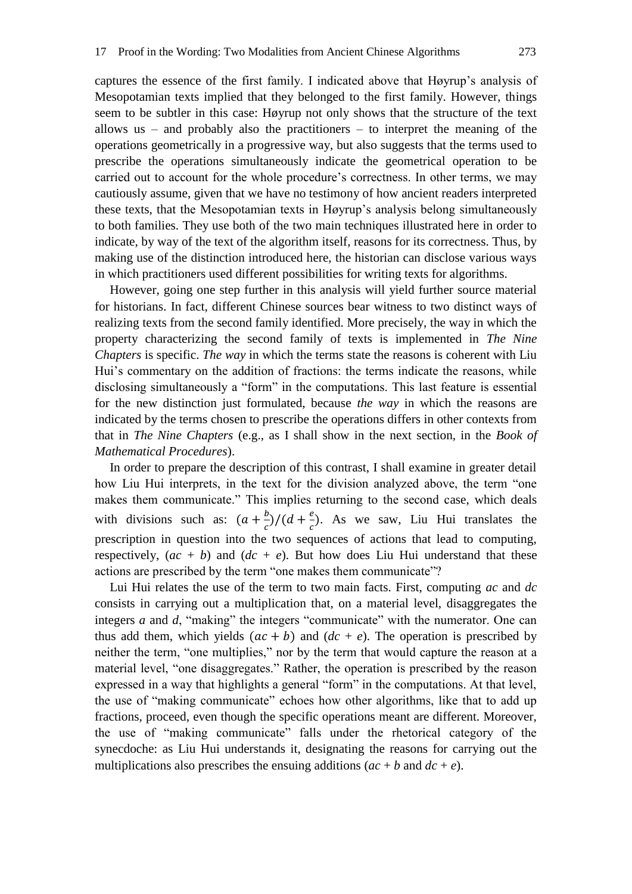captures the essence of the first family. I indicated above that Høyrup's analysis of Mesopotamian texts implied that they belonged to the first family. However, things seem to be subtler in this case: Høyrup not only shows that the structure of the text allows us – and probably also the practitioners – to interpret the meaning of the operations geometrically in a progressive way, but also suggests that the terms used to prescribe the operations simultaneously indicate the geometrical operation to be carried out to account for the whole procedure's correctness. In other terms, we may cautiously assume, given that we have no testimony of how ancient readers interpreted these texts, that the Mesopotamian texts in Høyrup's analysis belong simultaneously to both families. They use both of the two main techniques illustrated here in order to indicate, by way of the text of the algorithm itself, reasons for its correctness. Thus, by making use of the distinction introduced here, the historian can disclose various ways in which practitioners used different possibilities for writing texts for algorithms.

However, going one step further in this analysis will yield further source material for historians. In fact, different Chinese sources bear witness to two distinct ways of realizing texts from the second family identified. More precisely, the way in which the property characterizing the second family of texts is implemented in *The Nine Chapters* is specific. *The way* in which the terms state the reasons is coherent with Liu Hui's commentary on the addition of fractions: the terms indicate the reasons, while disclosing simultaneously a "form" in the computations. This last feature is essential for the new distinction just formulated, because *the way* in which the reasons are indicated by the terms chosen to prescribe the operations differs in other contexts from that in *The Nine Chapters* (e.g., as I shall show in the next section, in the *Book of Mathematical Procedures*).

In order to prepare the description of this contrast, I shall examine in greater detail how Liu Hui interprets, in the text for the division analyzed above, the term "one makes them communicate." This implies returning to the second case, which deals with divisions such as: $(a + \frac{b}{c})/(d + \frac{e}{c})$. As we saw, Liu Hui translates the prescription in question into the two sequences of actions that lead to computing, respectively, $(ac + b)$ and $(dc + e)$. But how does Liu Hui understand that these actions are prescribed by the term "one makes them communicate"?

Lui Hui relates the use of the term to two main facts. First, computing $ac$ and $dc$ consists in carrying out a multiplication that, on a material level, disaggregates the integers $a$ and $d$, "making" the integers "communicate" with the numerator. One can thus add them, which yields $(ac + b)$ and $(dc + e)$. The operation is prescribed by neither the term, "one multiplies," nor by the term that would capture the reason at a material level, "one disaggregates." Rather, the operation is prescribed by the reason expressed in a way that highlights a general "form" in the computations. At that level, the use of "making communicate" echoes how other algorithms, like that to add up fractions, proceed, even though the specific operations meant are different. Moreover, the use of "making communicate" falls under the rhetorical category of the synecdoche: as Liu Hui understands it, designating the reasons for carrying out the multiplications also prescribes the ensuing additions ($ac + b$ and $dc + e$).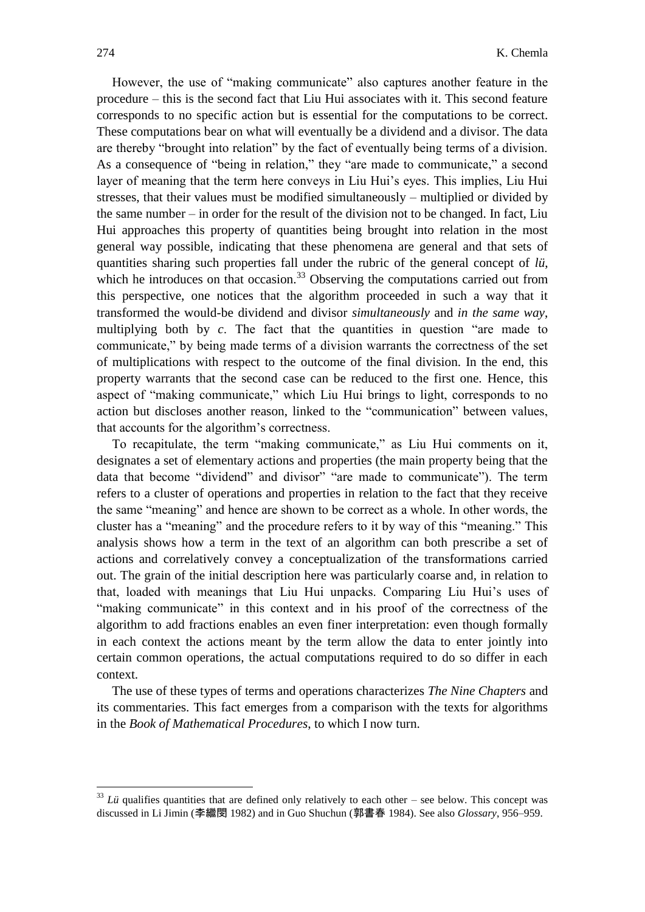However, the use of "making communicate" also captures another feature in the procedure – this is the second fact that Liu Hui associates with it. This second feature corresponds to no specific action but is essential for the computations to be correct. These computations bear on what will eventually be a dividend and a divisor. The data are thereby "brought into relation" by the fact of eventually being terms of a division. As a consequence of "being in relation," they "are made to communicate," a second layer of meaning that the term here conveys in Liu Hui's eyes. This implies, Liu Hui stresses, that their values must be modified simultaneously – multiplied or divided by the same number – in order for the result of the division not to be changed. In fact, Liu Hui approaches this property of quantities being brought into relation in the most general way possible, indicating that these phenomena are general and that sets of quantities sharing such properties fall under the rubric of the general concept of *lü*, which he introduces on that occasion.[33] Observing the computations carried out from this perspective, one notices that the algorithm proceeded in such a way that it transformed the would-be dividend and divisor *simultaneously* and *in the same way*, multiplying both by $c$. The fact that the quantities in question "are made to communicate," by being made terms of a division warrants the correctness of the set of multiplications with respect to the outcome of the final division. In the end, this property warrants that the second case can be reduced to the first one. Hence, this aspect of "making communicate," which Liu Hui brings to light, corresponds to no action but discloses another reason, linked to the "communication" between values, that accounts for the algorithm's correctness.

To recapitulate, the term "making communicate," as Liu Hui comments on it, designates a set of elementary actions and properties (the main property being that the data that become "dividend" and divisor" "are made to communicate"). The term refers to a cluster of operations and properties in relation to the fact that they receive the same "meaning" and hence are shown to be correct as a whole. In other words, the cluster has a "meaning" and the procedure refers to it by way of this "meaning." This analysis shows how a term in the text of an algorithm can both prescribe a set of actions and correlatively convey a conceptualization of the transformations carried out. The grain of the initial description here was particularly coarse and, in relation to that, loaded with meanings that Liu Hui unpacks. Comparing Liu Hui's uses of "making communicate" in this context and in his proof of the correctness of the algorithm to add fractions enables an even finer interpretation: even though formally in each context the actions meant by the term allow the data to enter jointly into certain common operations, the actual computations required to do so differ in each context.

The use of these types of terms and operations characterizes *The Nine Chapters* and its commentaries. This fact emerges from a comparison with the texts for algorithms in the *Book of Mathematical Procedures*, to which I now turn.

---

[33] *Lü* qualifies quantities that are defined only relatively to each other – see below. This concept was discussed in Li Jimin (李繼閔 1982) and in Guo Shuchun (郭書春 1984). See also *Glossary*, 956–959.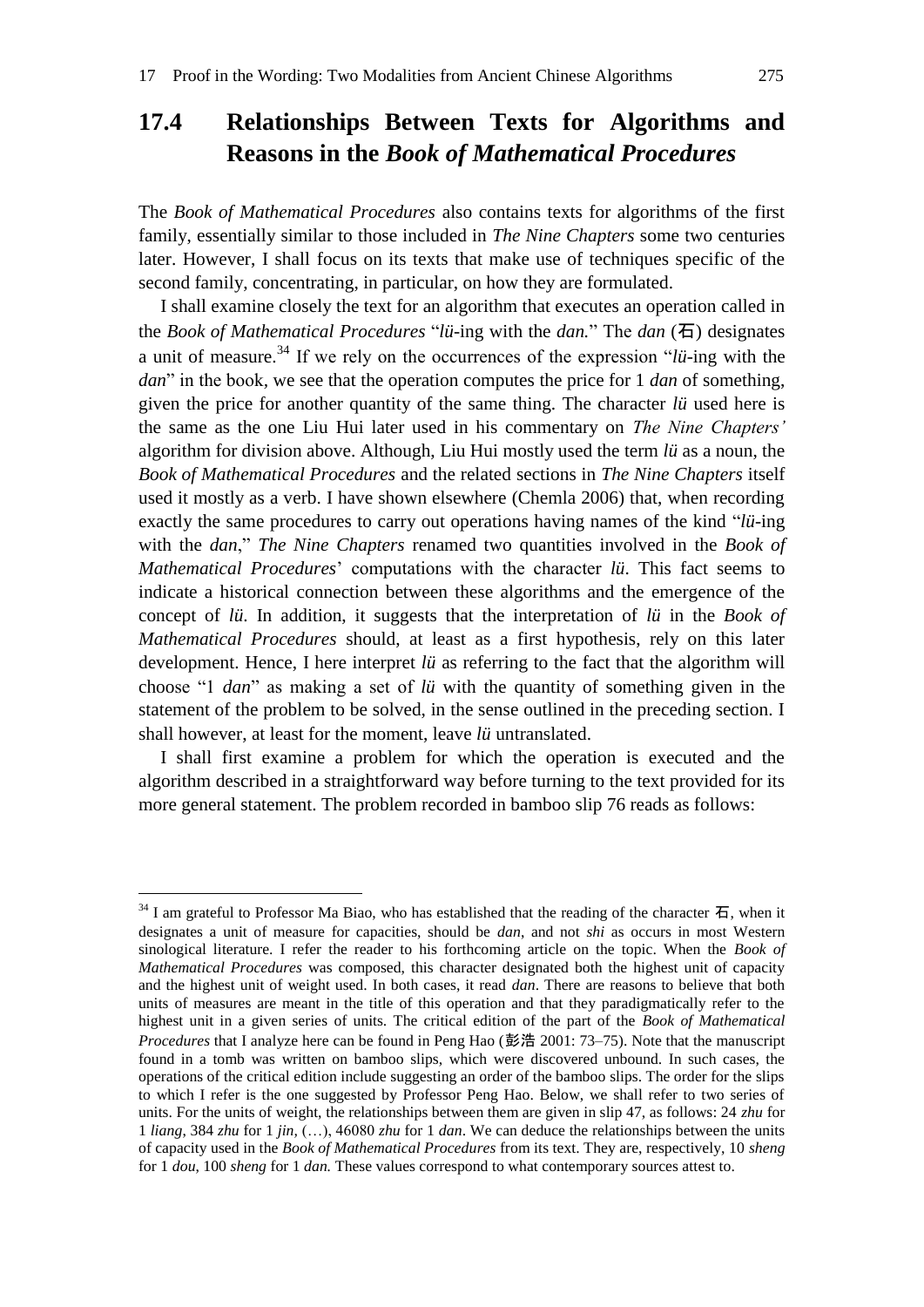## 17.4 Relationships Between Texts for Algorithms and Reasons in the *Book of Mathematical Procedures*

The *Book of Mathematical Procedures* also contains texts for algorithms of the first family, essentially similar to those included in *The Nine Chapters* some two centuries later. However, I shall focus on its texts that make use of techniques specific of the second family, concentrating, in particular, on how they are formulated.

I shall examine closely the text for an algorithm that executes an operation called in the *Book of Mathematical Procedures* "*lü*-ing with the *dan.*" The *dan* (石) designates a unit of measure.[34] If we rely on the occurrences of the expression "*lü*-ing with the *dan*" in the book, we see that the operation computes the price for 1 *dan* of something, given the price for another quantity of the same thing. The character *lü* used here is the same as the one Liu Hui later used in his commentary on *The Nine Chapters'* algorithm for division above. Although, Liu Hui mostly used the term *lü* as a noun, the *Book of Mathematical Procedures* and the related sections in *The Nine Chapters* itself used it mostly as a verb. I have shown elsewhere (Chemla 2006) that, when recording exactly the same procedures to carry out operations having names of the kind "*lü*-ing with the *dan*," *The Nine Chapters* renamed two quantities involved in the *Book of Mathematical Procedures*' computations with the character *lü*. This fact seems to indicate a historical connection between these algorithms and the emergence of the concept of *lü*. In addition, it suggests that the interpretation of *lü* in the *Book of Mathematical Procedures* should, at least as a first hypothesis, rely on this later development. Hence, I here interpret *lü* as referring to the fact that the algorithm will choose "1 *dan*" as making a set of *lü* with the quantity of something given in the statement of the problem to be solved, in the sense outlined in the preceding section. I shall however, at least for the moment, leave *lü* untranslated.

I shall first examine a problem for which the operation is executed and the algorithm described in a straightforward way before turning to the text provided for its more general statement. The problem recorded in bamboo slip 76 reads as follows:

---

[34] I am grateful to Professor Ma Biao, who has established that the reading of the character 石, when it designates a unit of measure for capacities, should be *dan*, and not *shi* as occurs in most Western sinological literature. I refer the reader to his forthcoming article on the topic. When the *Book of Mathematical Procedures* was composed, this character designated both the highest unit of capacity and the highest unit of weight used. In both cases, it read *dan*. There are reasons to believe that both units of measures are meant in the title of this operation and that they paradigmatically refer to the highest unit in a given series of units. The critical edition of the part of the *Book of Mathematical Procedures* that I analyze here can be found in Peng Hao (彭浩 2001: 73–75). Note that the manuscript found in a tomb was written on bamboo slips, which were discovered unbound. In such cases, the operations of the critical edition include suggesting an order of the bamboo slips. The order for the slips to which I refer is the one suggested by Professor Peng Hao. Below, we shall refer to two series of units. For the units of weight, the relationships between them are given in slip 47, as follows: 24 *zhu* for 1 *liang*, 384 *zhu* for 1 *jin*, (…), 46080 *zhu* for 1 *dan*. We can deduce the relationships between the units of capacity used in the *Book of Mathematical Procedures* from its text. They are, respectively, 10 *sheng* for 1 *dou*, 100 *sheng* for 1 *dan.* These values correspond to what contemporary sources attest to.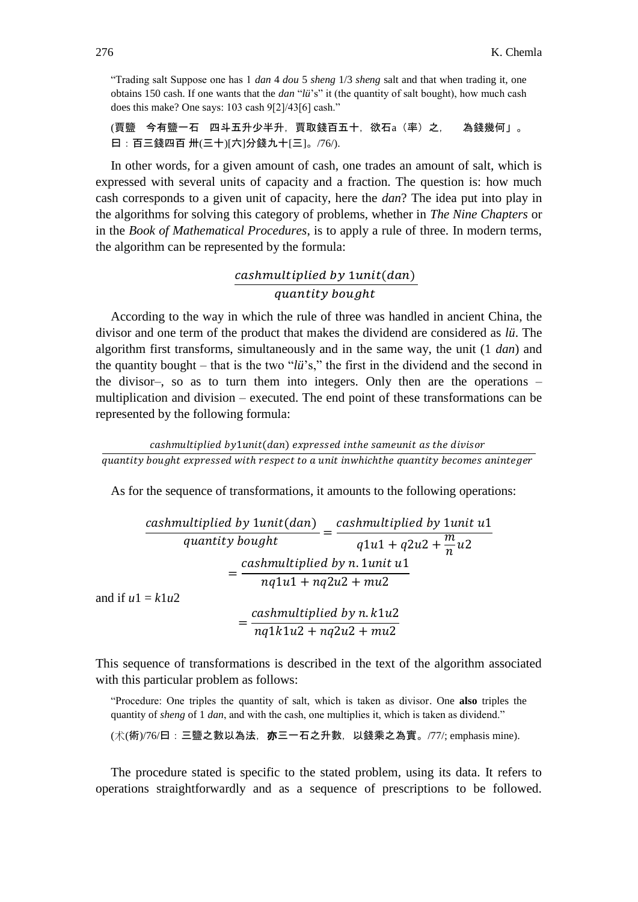"Trading salt Suppose one has 1 *dan* 4 *dou* 5 *sheng* 1/3 *sheng* salt and that when trading it, one obtains 150 cash. If one wants that the *dan* "*lü*'s" it (the quantity of salt bought), how much cash does this make? One says: 103 cash 9[2]/43[6] cash."

(賈鹽　今有鹽一石　四斗五升少半升，賈取錢百五十，欲石a（率）之，　為錢幾何」。曰：百三錢四百 卅(三十)[六]分錢九十[三]。/76/).

In other words, for a given amount of cash, one trades an amount of salt, which is expressed with several units of capacity and a fraction. The question is: how much cash corresponds to a given unit of capacity, here the *dan*? The idea put into play in the algorithms for solving this category of problems, whether in *The Nine Chapters* or in the *Book of Mathematical Procedures*, is to apply a rule of three. In modern terms, the algorithm can be represented by the formula:

$$\frac{cash\,multiplied\ by\ 1\,unit(dan)}{quantity\ bought}$$

According to the way in which the rule of three was handled in ancient China, the divisor and one term of the product that makes the dividend are considered as *lü*. The algorithm first transforms, simultaneously and in the same way, the unit (1 *dan*) and the quantity bought – that is the two "*lü*'s," the first in the dividend and the second in the divisor–, so as to turn them into integers. Only then are the operations – multiplication and division – executed. The end point of these transformations can be represented by the following formula:

$$\frac{cash\,multiplied\ by\,1\,unit(dan)\ expressed\ in\,the\ same\,unit\ as\ the\ divisor}{quantity\ bought\ expressed\ with\ respect\ to\ a\ unit\ in\,which\,the\ quantity\ becomes\ an\,integer}$$

As for the sequence of transformations, it amounts to the following operations:

$$\frac{cash\,multiplied\ by\ 1\,unit(dan)}{quantity\ bought} = \frac{cash\,multiplied\ by\ 1\,unit\ u1}{q1u1 + q2u2 + \frac{m}{n}u2}$$

$$= \frac{cash\,multiplied\ by\ n.1\,unit\ u1}{nq1u1 + nq2u2 + mu2}$$

and if $u1 = k1u2$

$$= \frac{cash\,multiplied\ by\ n.k1u2}{nq1k1u2 + nq2u2 + mu2}$$

This sequence of transformations is described in the text of the algorithm associated with this particular problem as follows:

"Procedure: One triples the quantity of salt, which is taken as divisor. One **also** triples the quantity of *sheng* of 1 *dan*, and with the cash, one multiplies it, which is taken as dividend."

(朮(術)/76/曰：三鹽之數以為法，**亦**三一石之升數，以錢乘之為實。/77/; emphasis mine).

The procedure stated is specific to the stated problem, using its data. It refers to operations straightforwardly and as a sequence of prescriptions to be followed.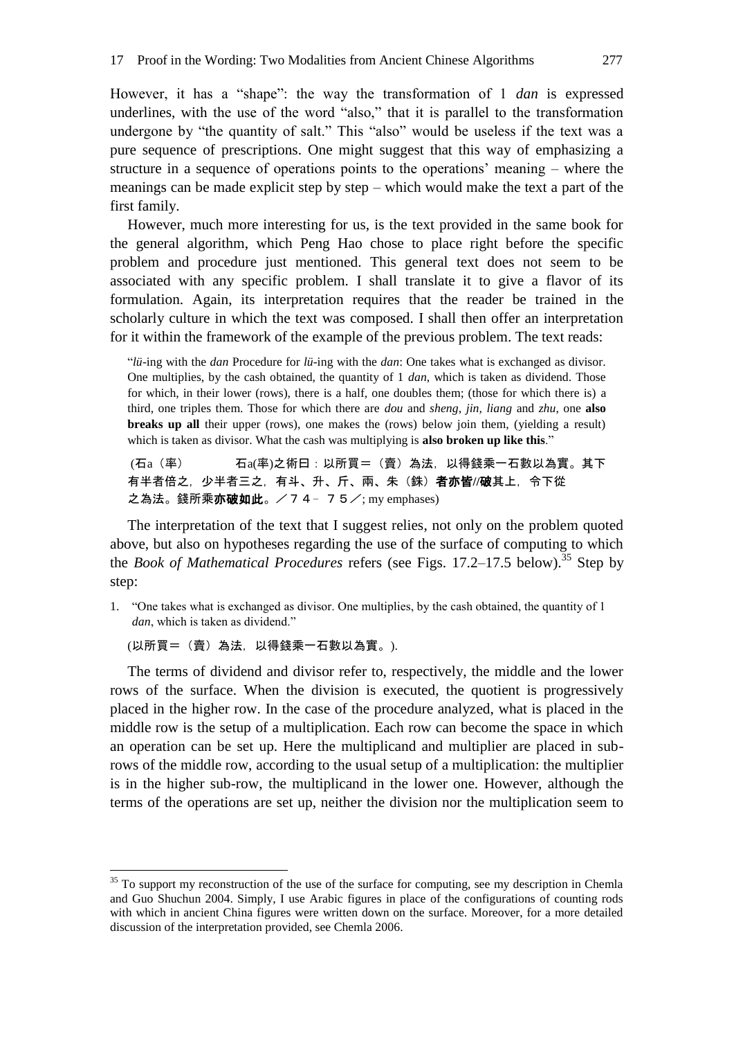However, it has a "shape": the way the transformation of 1 *dan* is expressed underlines, with the use of the word "also," that it is parallel to the transformation undergone by "the quantity of salt." This "also" would be useless if the text was a pure sequence of prescriptions. One might suggest that this way of emphasizing a structure in a sequence of operations points to the operations' meaning – where the meanings can be made explicit step by step – which would make the text a part of the first family.

However, much more interesting for us, is the text provided in the same book for the general algorithm, which Peng Hao chose to place right before the specific problem and procedure just mentioned. This general text does not seem to be associated with any specific problem. I shall translate it to give a flavor of its formulation. Again, its interpretation requires that the reader be trained in the scholarly culture in which the text was composed. I shall then offer an interpretation for it within the framework of the example of the previous problem. The text reads:

> "*lü*-ing with the *dan* Procedure for *lü*-ing with the *dan*: One takes what is exchanged as divisor. One multiplies, by the cash obtained, the quantity of 1 *dan*, which is taken as dividend. Those for which, in their lower (rows), there is a half, one doubles them; (those for which there is) a third, one triples them. Those for which there are *dou* and *sheng*, *jin*, *liang* and *zhu*, one **also breaks up all** their upper (rows), one makes the (rows) below join them, (yielding a result) which is taken as divisor. What the cash was multiplying is **also broken up like this**."
>
> (石a（率） 石a(率)之術曰：以所買＝（賣）為法，以得錢乘一石數以為實。其下有半者倍之，少半者三之，有斗、升、斤、兩、朱（銖）**者亦皆//破**其上，令下從之為法。錢所乘**亦破如此**。／７４－７５／; my emphases)

The interpretation of the text that I suggest relies, not only on the problem quoted above, but also on hypotheses regarding the use of the surface of computing to which the *Book of Mathematical Procedures* refers (see Figs. 17.2–17.5 below).[35] Step by step:

1. "One takes what is exchanged as divisor. One multiplies, by the cash obtained, the quantity of 1 *dan*, which is taken as dividend."

   (以所買＝（賣）為法，以得錢乘一石數以為實。).

The terms of dividend and divisor refer to, respectively, the middle and the lower rows of the surface. When the division is executed, the quotient is progressively placed in the higher row. In the case of the procedure analyzed, what is placed in the middle row is the setup of a multiplication. Each row can become the space in which an operation can be set up. Here the multiplicand and multiplier are placed in sub-rows of the middle row, according to the usual setup of a multiplication: the multiplier is in the higher sub-row, the multiplicand in the lower one. However, although the terms of the operations are set up, neither the division nor the multiplication seem to

[35] To support my reconstruction of the use of the surface for computing, see my description in Chemla and Guo Shuchun 2004. Simply, I use Arabic figures in place of the configurations of counting rods with which in ancient China figures were written down on the surface. Moreover, for a more detailed discussion of the interpretation provided, see Chemla 2006.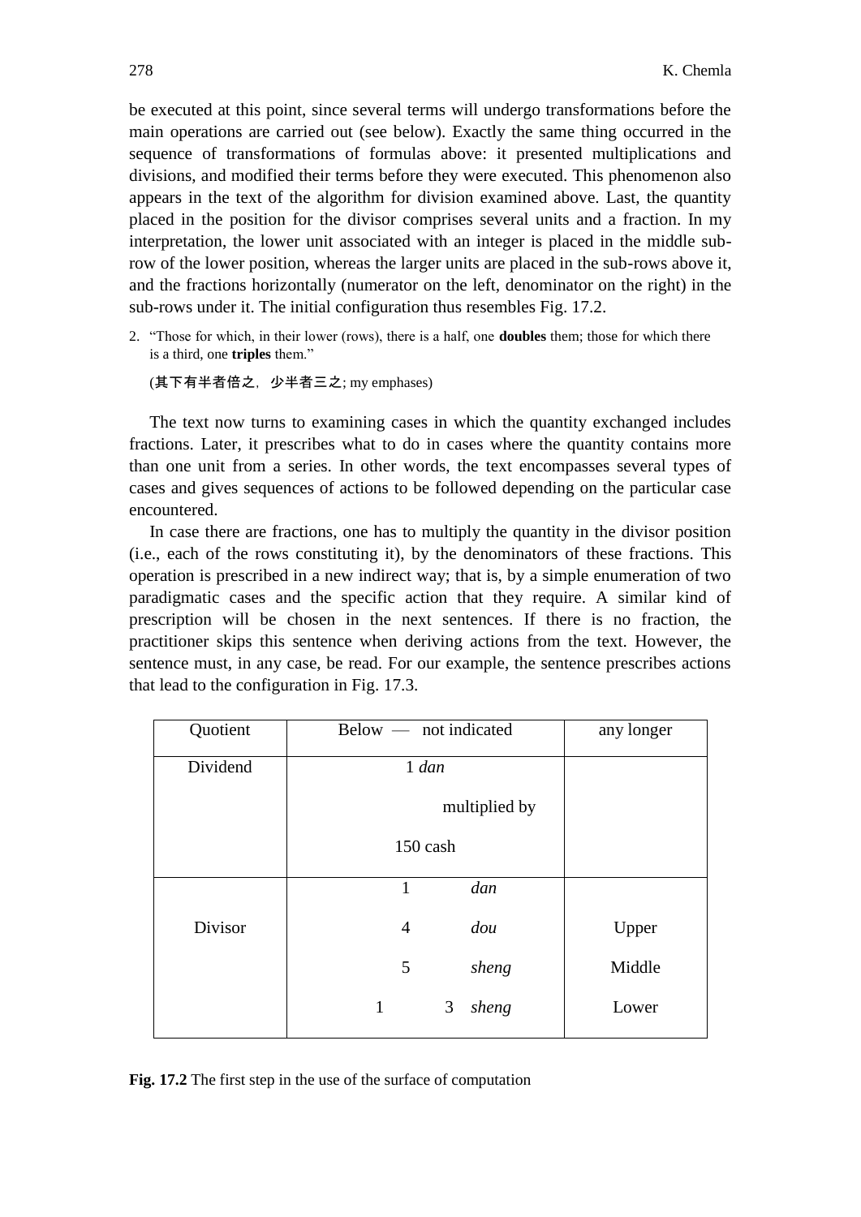be executed at this point, since several terms will undergo transformations before the main operations are carried out (see below). Exactly the same thing occurred in the sequence of transformations of formulas above: it presented multiplications and divisions, and modified their terms before they were executed. This phenomenon also appears in the text of the algorithm for division examined above. Last, the quantity placed in the position for the divisor comprises several units and a fraction. In my interpretation, the lower unit associated with an integer is placed in the middle sub-row of the lower position, whereas the larger units are placed in the sub-rows above it, and the fractions horizontally (numerator on the left, denominator on the right) in the sub-rows under it. The initial configuration thus resembles Fig. 17.2.

2. "Those for which, in their lower (rows), there is a half, one **doubles** them; those for which there is a third, one **triples** them."

   (其下有半者倍之，少半者三之; my emphases)

The text now turns to examining cases in which the quantity exchanged includes fractions. Later, it prescribes what to do in cases where the quantity contains more than one unit from a series. In other words, the text encompasses several types of cases and gives sequences of actions to be followed depending on the particular case encountered.

In case there are fractions, one has to multiply the quantity in the divisor position (i.e., each of the rows constituting it), by the denominators of these fractions. This operation is prescribed in a new indirect way; that is, by a simple enumeration of two paradigmatic cases and the specific action that they require. A similar kind of prescription will be chosen in the next sentences. If there is no fraction, the practitioner skips this sentence when deriving actions from the text. However, the sentence must, in any case, be read. For our example, the sentence prescribes actions that lead to the configuration in Fig. 17.3.

| Quotient | Below — not indicated | any longer |
|---|---|---|
| Dividend | 1 *dan*<br>multiplied by<br>150 cash | |
| Divisor | 1 *dan*<br>4 *dou*<br>5 *sheng*<br>1 3 *sheng* | <br>Upper<br>Middle<br>Lower |

**Fig. 17.2** The first step in the use of the surface of computation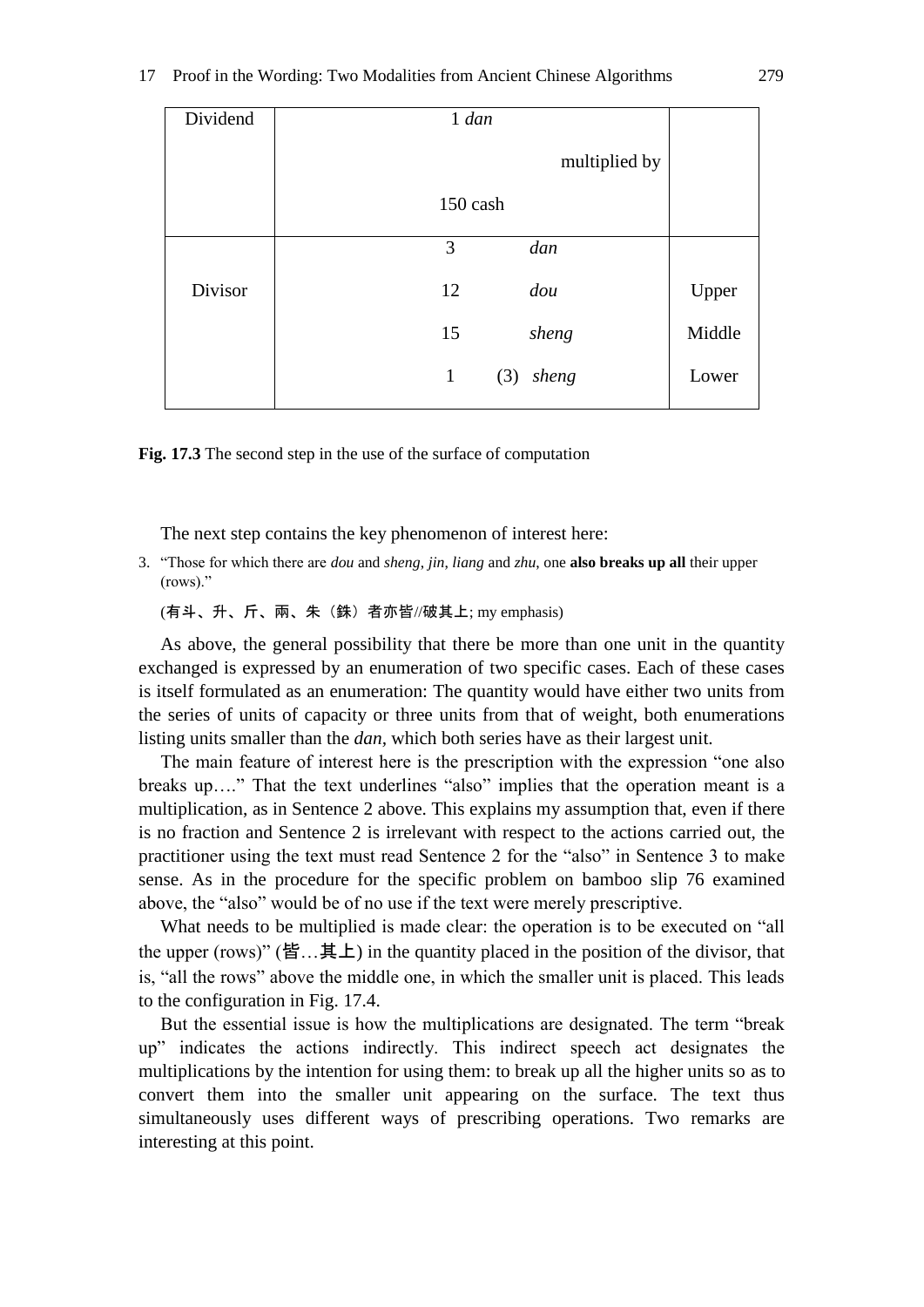| Dividend | 1 *dan* | |
|---|---|---|
| | multiplied by | |
| | 150 cash | |
| Divisor | 3 *dan* | |
| | 12 *dou* | Upper |
| | 15 *sheng* | Middle |
| | 1 (3) *sheng* | Lower |

**Fig. 17.3** The second step in the use of the surface of computation

The next step contains the key phenomenon of interest here:

3. "Those for which there are *dou* and *sheng*, *jin*, *liang* and *zhu*, one **also breaks up all** their upper (rows)."

(有斗、升、斤、兩、朱（銖）者亦皆//破其上; my emphasis)

As above, the general possibility that there be more than one unit in the quantity exchanged is expressed by an enumeration of two specific cases. Each of these cases is itself formulated as an enumeration: The quantity would have either two units from the series of units of capacity or three units from that of weight, both enumerations listing units smaller than the *dan*, which both series have as their largest unit.

The main feature of interest here is the prescription with the expression "one also breaks up…." That the text underlines "also" implies that the operation meant is a multiplication, as in Sentence 2 above. This explains my assumption that, even if there is no fraction and Sentence 2 is irrelevant with respect to the actions carried out, the practitioner using the text must read Sentence 2 for the "also" in Sentence 3 to make sense. As in the procedure for the specific problem on bamboo slip 76 examined above, the "also" would be of no use if the text were merely prescriptive.

What needs to be multiplied is made clear: the operation is to be executed on "all the upper (rows)" (皆…其上) in the quantity placed in the position of the divisor, that is, "all the rows" above the middle one, in which the smaller unit is placed. This leads to the configuration in Fig. 17.4.

But the essential issue is how the multiplications are designated. The term "break up" indicates the actions indirectly. This indirect speech act designates the multiplications by the intention for using them: to break up all the higher units so as to convert them into the smaller unit appearing on the surface. The text thus simultaneously uses different ways of prescribing operations. Two remarks are interesting at this point.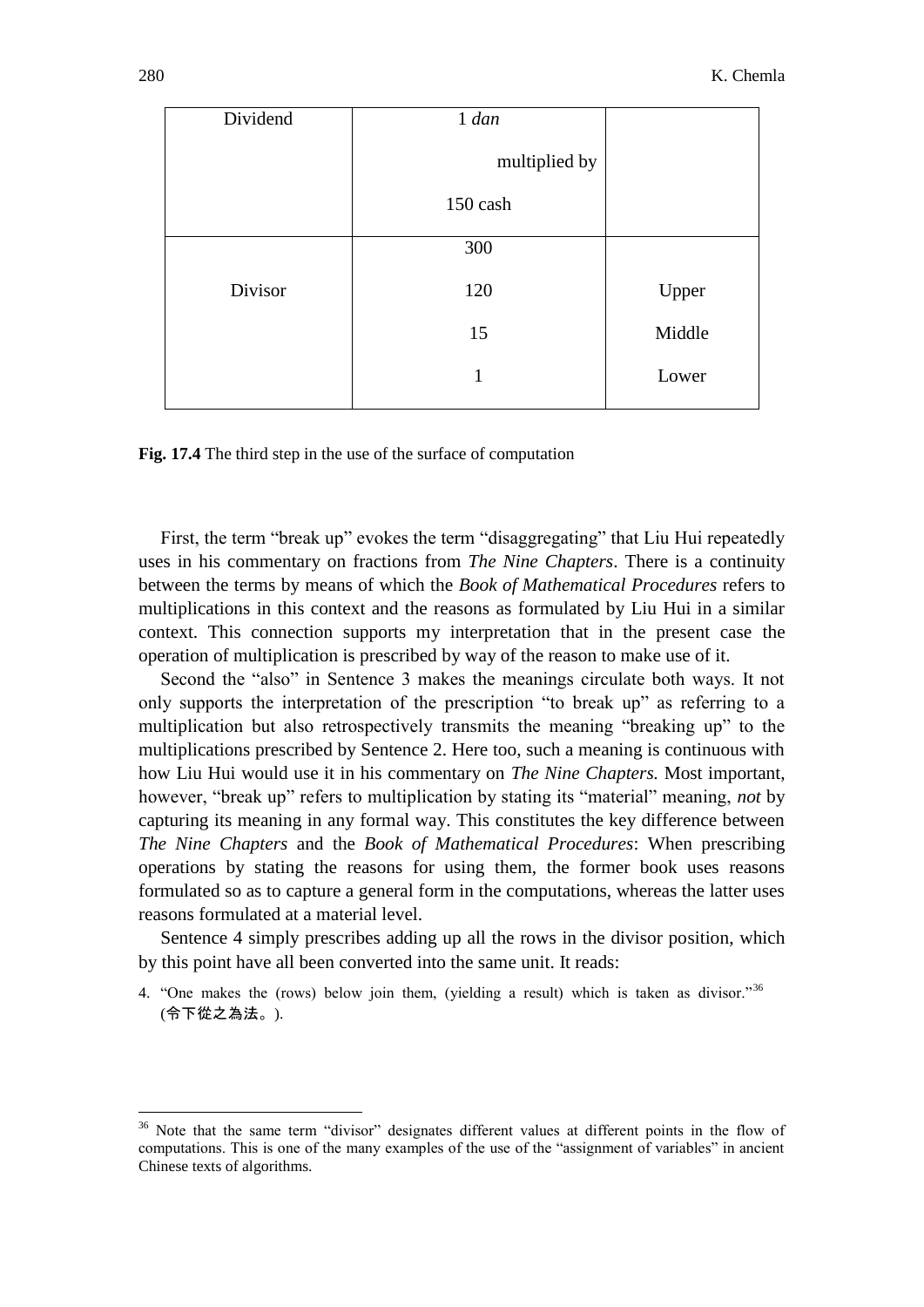| | | |
|---|---|---|
| Dividend | 1 *dan*<br>multiplied by<br>150 cash | |
| Divisor | 300<br>120<br>15<br>1 | <br>Upper<br>Middle<br>Lower |

**Fig. 17.4** The third step in the use of the surface of computation

First, the term "break up" evokes the term "disaggregating" that Liu Hui repeatedly uses in his commentary on fractions from *The Nine Chapters*. There is a continuity between the terms by means of which the *Book of Mathematical Procedures* refers to multiplications in this context and the reasons as formulated by Liu Hui in a similar context. This connection supports my interpretation that in the present case the operation of multiplication is prescribed by way of the reason to make use of it.

Second the "also" in Sentence 3 makes the meanings circulate both ways. It not only supports the interpretation of the prescription "to break up" as referring to a multiplication but also retrospectively transmits the meaning "breaking up" to the multiplications prescribed by Sentence 2. Here too, such a meaning is continuous with how Liu Hui would use it in his commentary on *The Nine Chapters.* Most important, however, "break up" refers to multiplication by stating its "material" meaning, *not* by capturing its meaning in any formal way. This constitutes the key difference between *The Nine Chapters* and the *Book of Mathematical Procedures*: When prescribing operations by stating the reasons for using them, the former book uses reasons formulated so as to capture a general form in the computations, whereas the latter uses reasons formulated at a material level.

Sentence 4 simply prescribes adding up all the rows in the divisor position, which by this point have all been converted into the same unit. It reads:

4. "One makes the (rows) below join them, (yielding a result) which is taken as divisor."[36] (令下從之為法。).

[36] Note that the same term "divisor" designates different values at different points in the flow of computations. This is one of the many examples of the use of the "assignment of variables" in ancient Chinese texts of algorithms.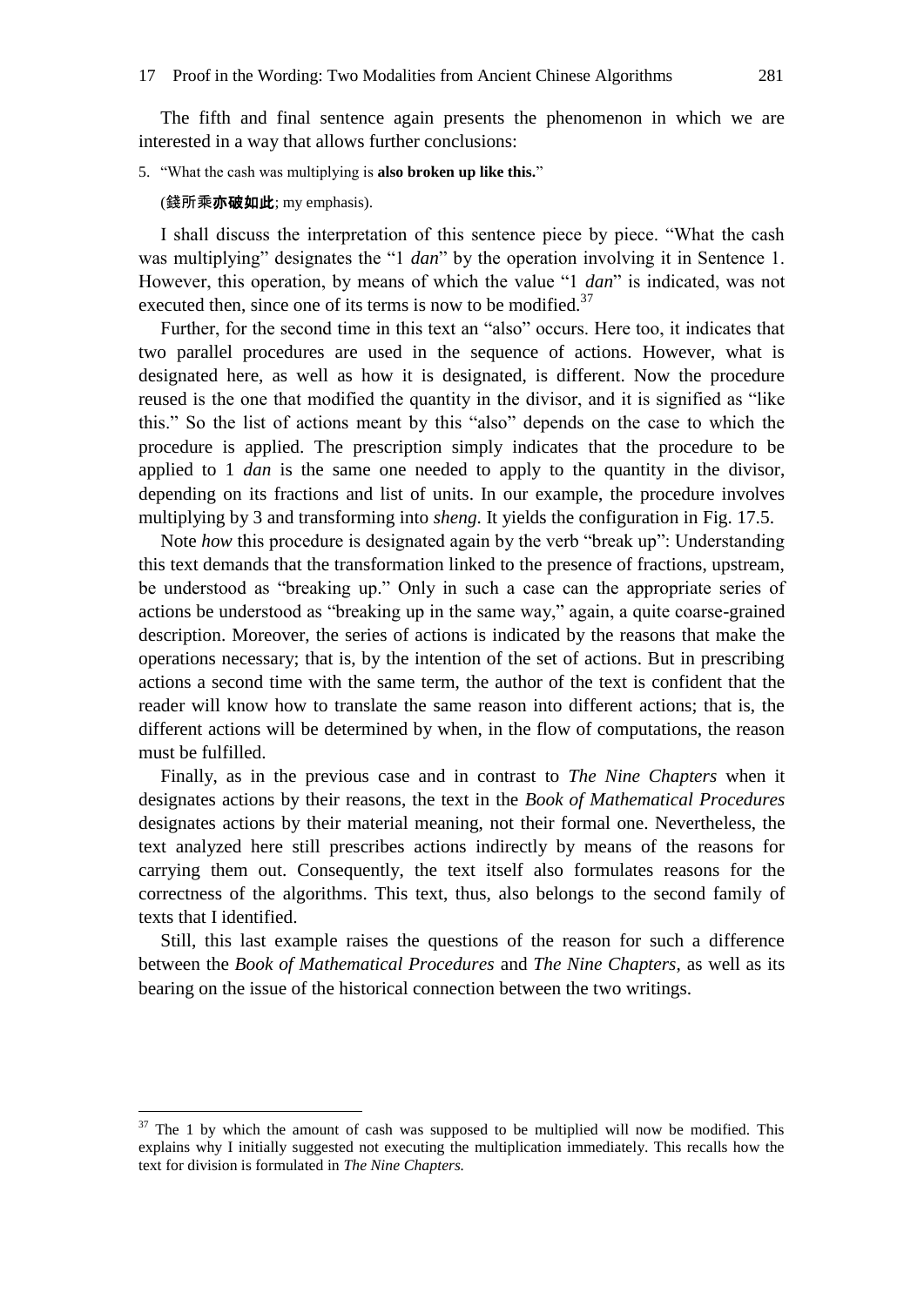The fifth and final sentence again presents the phenomenon in which we are interested in a way that allows further conclusions:

5. "What the cash was multiplying is **also broken up like this.**"

   (錢所乘**亦破如此**; my emphasis).

I shall discuss the interpretation of this sentence piece by piece. "What the cash was multiplying" designates the "1 *dan*" by the operation involving it in Sentence 1. However, this operation, by means of which the value "1 *dan*" is indicated, was not executed then, since one of its terms is now to be modified.[37]

Further, for the second time in this text an "also" occurs. Here too, it indicates that two parallel procedures are used in the sequence of actions. However, what is designated here, as well as how it is designated, is different. Now the procedure reused is the one that modified the quantity in the divisor, and it is signified as "like this." So the list of actions meant by this "also" depends on the case to which the procedure is applied. The prescription simply indicates that the procedure to be applied to 1 *dan* is the same one needed to apply to the quantity in the divisor, depending on its fractions and list of units. In our example, the procedure involves multiplying by 3 and transforming into *sheng*. It yields the configuration in Fig. 17.5.

Note *how* this procedure is designated again by the verb "break up": Understanding this text demands that the transformation linked to the presence of fractions, upstream, be understood as "breaking up." Only in such a case can the appropriate series of actions be understood as "breaking up in the same way," again, a quite coarse-grained description. Moreover, the series of actions is indicated by the reasons that make the operations necessary; that is, by the intention of the set of actions. But in prescribing actions a second time with the same term, the author of the text is confident that the reader will know how to translate the same reason into different actions; that is, the different actions will be determined by when, in the flow of computations, the reason must be fulfilled.

Finally, as in the previous case and in contrast to *The Nine Chapters* when it designates actions by their reasons, the text in the *Book of Mathematical Procedures* designates actions by their material meaning, not their formal one. Nevertheless, the text analyzed here still prescribes actions indirectly by means of the reasons for carrying them out. Consequently, the text itself also formulates reasons for the correctness of the algorithms. This text, thus, also belongs to the second family of texts that I identified.

Still, this last example raises the questions of the reason for such a difference between the *Book of Mathematical Procedures* and *The Nine Chapters*, as well as its bearing on the issue of the historical connection between the two writings.

---

[37] The 1 by which the amount of cash was supposed to be multiplied will now be modified. This explains why I initially suggested not executing the multiplication immediately. This recalls how the text for division is formulated in *The Nine Chapters.*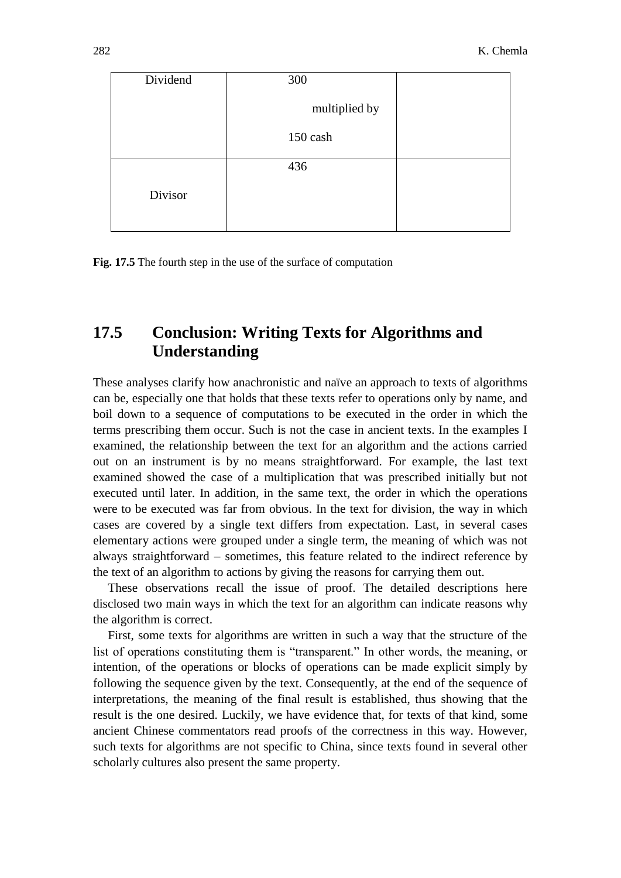| | | |
|---|---|---|
| Dividend | 300<br>multiplied by<br>150 cash | |
| Divisor | 436 | |

**Fig. 17.5** The fourth step in the use of the surface of computation

## 17.5 Conclusion: Writing Texts for Algorithms and Understanding

These analyses clarify how anachronistic and naïve an approach to texts of algorithms can be, especially one that holds that these texts refer to operations only by name, and boil down to a sequence of computations to be executed in the order in which the terms prescribing them occur. Such is not the case in ancient texts. In the examples I examined, the relationship between the text for an algorithm and the actions carried out on an instrument is by no means straightforward. For example, the last text examined showed the case of a multiplication that was prescribed initially but not executed until later. In addition, in the same text, the order in which the operations were to be executed was far from obvious. In the text for division, the way in which cases are covered by a single text differs from expectation. Last, in several cases elementary actions were grouped under a single term, the meaning of which was not always straightforward – sometimes, this feature related to the indirect reference by the text of an algorithm to actions by giving the reasons for carrying them out.

These observations recall the issue of proof. The detailed descriptions here disclosed two main ways in which the text for an algorithm can indicate reasons why the algorithm is correct.

First, some texts for algorithms are written in such a way that the structure of the list of operations constituting them is "transparent." In other words, the meaning, or intention, of the operations or blocks of operations can be made explicit simply by following the sequence given by the text. Consequently, at the end of the sequence of interpretations, the meaning of the final result is established, thus showing that the result is the one desired. Luckily, we have evidence that, for texts of that kind, some ancient Chinese commentators read proofs of the correctness in this way. However, such texts for algorithms are not specific to China, since texts found in several other scholarly cultures also present the same property.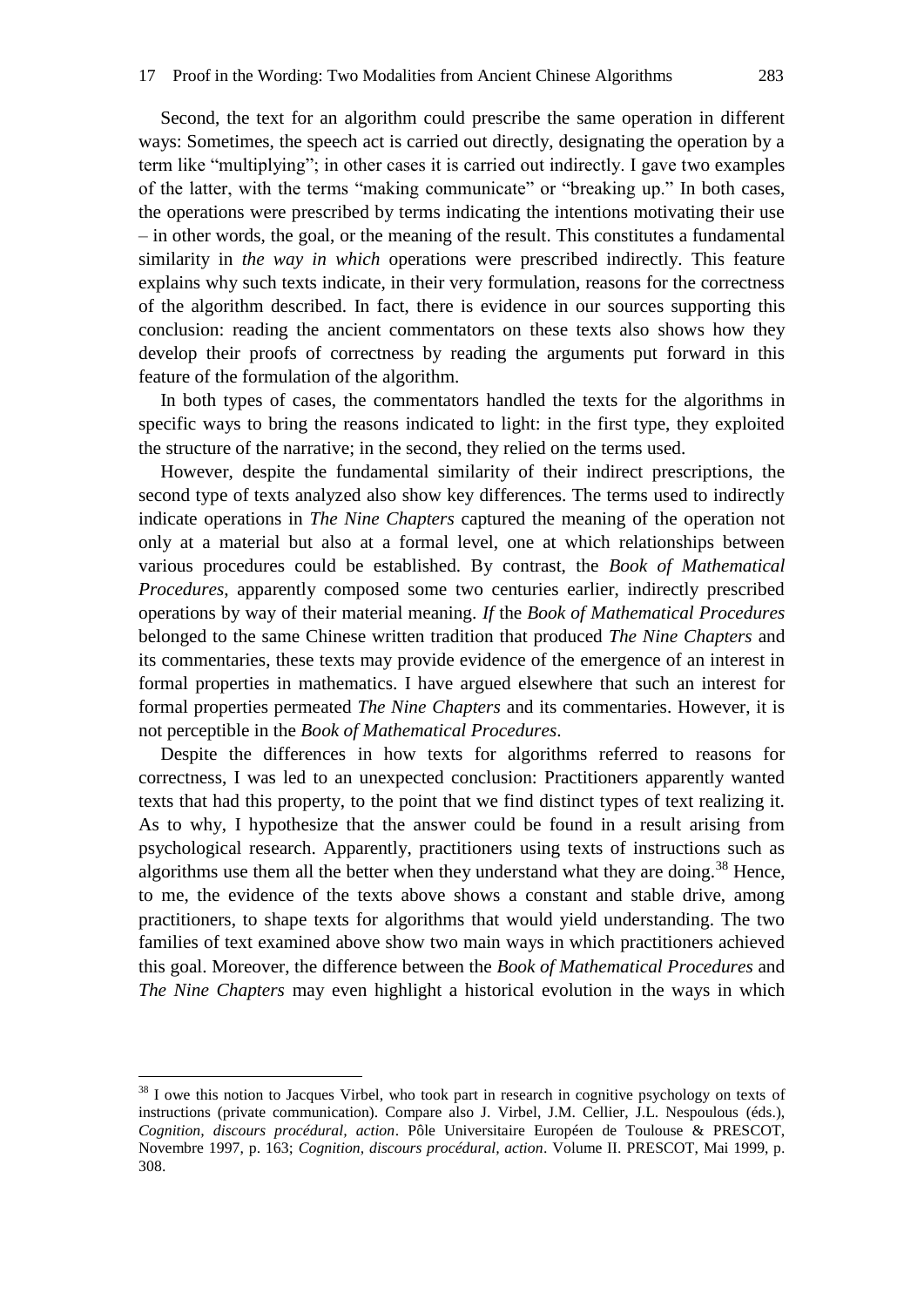Second, the text for an algorithm could prescribe the same operation in different ways: Sometimes, the speech act is carried out directly, designating the operation by a term like "multiplying"; in other cases it is carried out indirectly. I gave two examples of the latter, with the terms "making communicate" or "breaking up." In both cases, the operations were prescribed by terms indicating the intentions motivating their use – in other words, the goal, or the meaning of the result. This constitutes a fundamental similarity in *the way in which* operations were prescribed indirectly. This feature explains why such texts indicate, in their very formulation, reasons for the correctness of the algorithm described. In fact, there is evidence in our sources supporting this conclusion: reading the ancient commentators on these texts also shows how they develop their proofs of correctness by reading the arguments put forward in this feature of the formulation of the algorithm.

In both types of cases, the commentators handled the texts for the algorithms in specific ways to bring the reasons indicated to light: in the first type, they exploited the structure of the narrative; in the second, they relied on the terms used.

However, despite the fundamental similarity of their indirect prescriptions, the second type of texts analyzed also show key differences. The terms used to indirectly indicate operations in *The Nine Chapters* captured the meaning of the operation not only at a material but also at a formal level, one at which relationships between various procedures could be established. By contrast, the *Book of Mathematical Procedures*, apparently composed some two centuries earlier, indirectly prescribed operations by way of their material meaning. *If* the *Book of Mathematical Procedures* belonged to the same Chinese written tradition that produced *The Nine Chapters* and its commentaries, these texts may provide evidence of the emergence of an interest in formal properties in mathematics. I have argued elsewhere that such an interest for formal properties permeated *The Nine Chapters* and its commentaries. However, it is not perceptible in the *Book of Mathematical Procedures*.

Despite the differences in how texts for algorithms referred to reasons for correctness, I was led to an unexpected conclusion: Practitioners apparently wanted texts that had this property, to the point that we find distinct types of text realizing it. As to why, I hypothesize that the answer could be found in a result arising from psychological research. Apparently, practitioners using texts of instructions such as algorithms use them all the better when they understand what they are doing.[38] Hence, to me, the evidence of the texts above shows a constant and stable drive, among practitioners, to shape texts for algorithms that would yield understanding. The two families of text examined above show two main ways in which practitioners achieved this goal. Moreover, the difference between the *Book of Mathematical Procedures* and *The Nine Chapters* may even highlight a historical evolution in the ways in which

[38] I owe this notion to Jacques Virbel, who took part in research in cognitive psychology on texts of instructions (private communication). Compare also J. Virbel, J.M. Cellier, J.L. Nespoulous (éds.), *Cognition, discours procédural, action*. Pôle Universitaire Européen de Toulouse & PRESCOT, Novembre 1997, p. 163; *Cognition, discours procédural, action*. Volume II. PRESCOT, Mai 1999, p. 308.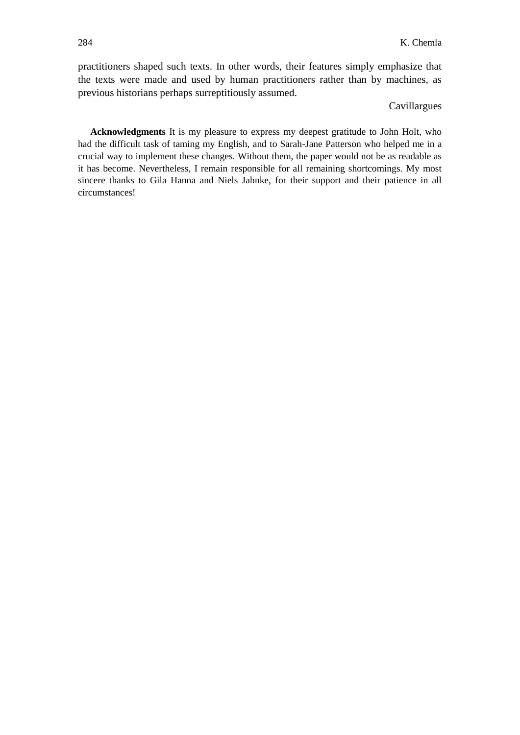practitioners shaped such texts. In other words, their features simply emphasize that the texts were made and used by human practitioners rather than by machines, as previous historians perhaps surreptitiously assumed.

Cavillargues

**Acknowledgments** It is my pleasure to express my deepest gratitude to John Holt, who had the difficult task of taming my English, and to Sarah-Jane Patterson who helped me in a crucial way to implement these changes. Without them, the paper would not be as readable as it has become. Nevertheless, I remain responsible for all remaining shortcomings. My most sincere thanks to Gila Hanna and Niels Jahnke, for their support and their patience in all circumstances!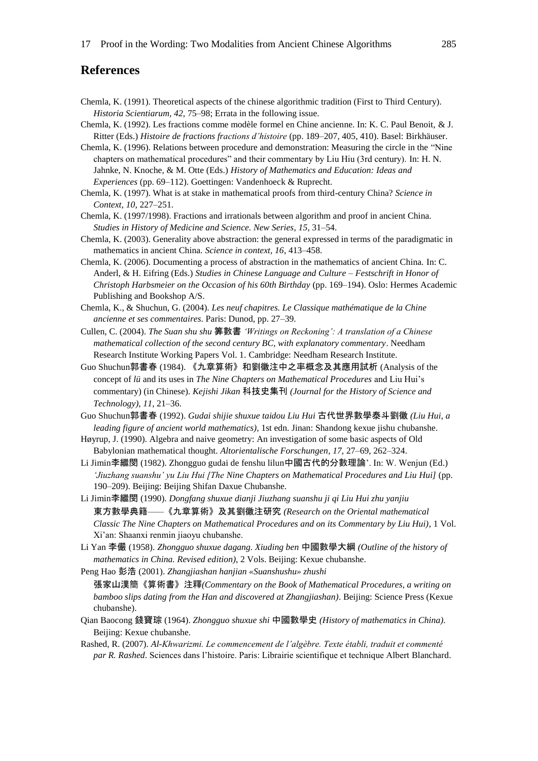## References

Chemla, K. (1991). Theoretical aspects of the chinese algorithmic tradition (First to Third Century). *Historia Scientiarum, 42,* 75–98; Errata in the following issue.

Chemla, K. (1992). Les fractions comme modèle formel en Chine ancienne. In: K. C. Paul Benoit, & J. Ritter (Eds.) *Histoire de fractions fractions d'histoire* (pp. 189–207, 405, 410). Basel: Birkhäuser.

Chemla, K. (1996). Relations between procedure and demonstration: Measuring the circle in the "Nine chapters on mathematical procedures" and their commentary by Liu Hiu (3rd century). In: H. N. Jahnke, N. Knoche, & M. Otte (Eds.) *History of Mathematics and Education: Ideas and Experiences* (pp. 69–112). Goettingen: Vandenhoeck & Ruprecht.

Chemla, K. (1997). What is at stake in mathematical proofs from third-century China? *Science in Context, 10,* 227–251.

Chemla, K. (1997/1998). Fractions and irrationals between algorithm and proof in ancient China. *Studies in History of Medicine and Science. New Series, 15,* 31–54.

Chemla, K. (2003). Generality above abstraction: the general expressed in terms of the paradigmatic in mathematics in ancient China. *Science in context, 16*, 413–458.

Chemla, K. (2006). Documenting a process of abstraction in the mathematics of ancient China. In: C. Anderl, & H. Eifring (Eds.) *Studies in Chinese Language and Culture – Festschrift in Honor of Christoph Harbsmeier on the Occasion of his 60th Birthday* (pp. 169–194). Oslo: Hermes Academic Publishing and Bookshop A/S.

Chemla, K., & Shuchun, G. (2004). *Les neuf chapitres. Le Classique mathématique de la Chine ancienne et ses commentaires.* Paris: Dunod, pp. 27–39.

Cullen, C. (2004). *The Suan shu shu* 筭數書 *'Writings on Reckoning': A translation of a Chinese mathematical collection of the second century BC, with explanatory commentary*. Needham Research Institute Working Papers Vol. 1. Cambridge: Needham Research Institute.

Guo Shuchun郭書春 (1984). 《九章算術》和劉徽注中之率概念及其應用試析 (Analysis of the concept of *lü* and its uses in *The Nine Chapters on Mathematical Procedures* and Liu Hui's commentary) (in Chinese). *Kejishi Jikan* 科技史集刊 *(Journal for the History of Science and Technology), 11*, 21–36.

Guo Shuchun郭書春 (1992). *Gudai shijie shuxue taidou Liu Hui* 古代世界數學泰斗劉徽 *(Liu Hui, a leading figure of ancient world mathematics)*, 1st edn. Jinan: Shandong kexue jishu chubanshe.

Høyrup, J. (1990). Algebra and naive geometry: An investigation of some basic aspects of Old Babylonian mathematical thought. *Altorientalische Forschungen*, *17,* 27–69, 262–324.

Li Jimin李繼閔 (1982). Zhongguo gudai de fenshu lilun中國古代的分數理論'. In: W. Wenjun (Ed.) *'Jiuzhang suanshu' yu Liu Hui [The Nine Chapters on Mathematical Procedures and Liu Hui]* (pp. 190–209). Beijing: Beijing Shifan Daxue Chubanshe.

Li Jimin李繼閔 (1990). *Dongfang shuxue dianji Jiuzhang suanshu ji qi Liu Hui zhu yanjiu* 東方數學典籍——《九章算術》及其劉徽注研究 *(Research on the Oriental mathematical Classic The Nine Chapters on Mathematical Procedures and on its Commentary by Liu Hui)*, 1 Vol. Xi'an: Shaanxi renmin jiaoyu chubanshe.

Li Yan 李儼 (1958). *Zhongguo shuxue dagang. Xiuding ben* 中國數學大綱 *(Outline of the history of mathematics in China. Revised edition)*, 2 Vols. Beijing: Kexue chubanshe.

Peng Hao 彭浩 (2001). *Zhangjiashan hanjian «Suanshushu» zhushi* 張家山漢簡《算術書》注釋*(Commentary on the Book of Mathematical Procedures, a writing on bamboo slips dating from the Han and discovered at Zhangjiashan)*. Beijing: Science Press (Kexue chubanshe).

Qian Baocong 錢寶琮 (1964). *Zhongguo shuxue shi* 中國數學史 *(History of mathematics in China).* Beijing: Kexue chubanshe.

Rashed, R. (2007). *Al-Khwarizmi. Le commencement de l'algèbre. Texte établi, traduit et commenté par R. Rashed*. Sciences dans l'histoire. Paris: Librairie scientifique et technique Albert Blanchard.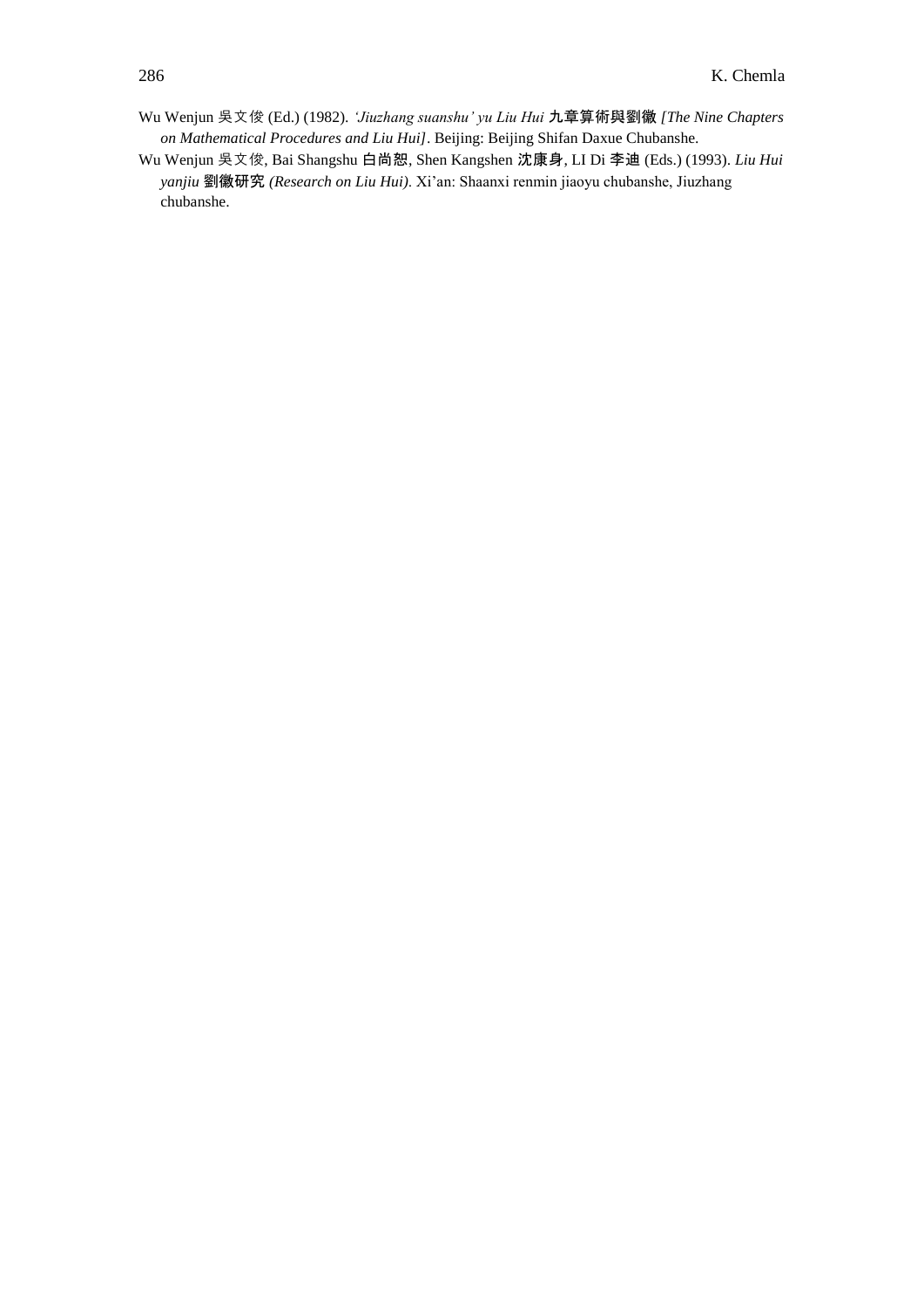Wu Wenjun 吳文俊 (Ed.) (1982). *'Jiuzhang suanshu' yu Liu Hui* 九章算術與劉徽 *[The Nine Chapters on Mathematical Procedures and Liu Hui]*. Beijing: Beijing Shifan Daxue Chubanshe.

Wu Wenjun 吳文俊, Bai Shangshu 白尚恕, Shen Kangshen 沈康身, LI Di 李迪 (Eds.) (1993). *Liu Hui yanjiu* 劉徽研究 *(Research on Liu Hui)*. Xi'an: Shaanxi renmin jiaoyu chubanshe, Jiuzhang chubanshe.